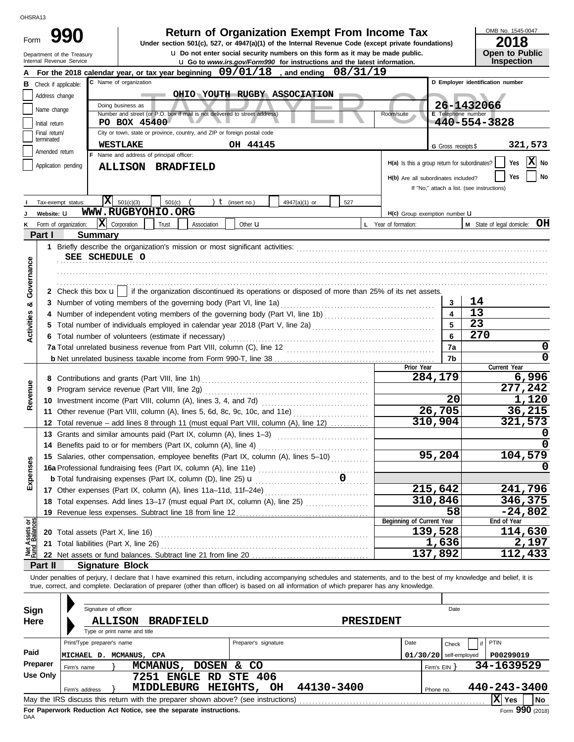OHSRA13

# Form 990

**Return of Organization Exempt From Income Tax**

Under section 501(c), 527, or 4947(a)(1) of the Internal Revenue Code (except private foundations)

u Do not enter social security numbers on this form as it may be made public.

u Go to www.irs.gov/Form990 for instructions and the latest information.

Department of the Treasury
Internal Revenue Service

OMB No. 1545-0047

**2018**

**Open to Public Inspection**

**A** For the 2018 calendar year, or tax year beginning 09/01/18, and ending 08/31/19

**B** Check if applicable:
- Address change
- Name change
- Initial return
- Final return/terminated
- Amended return
- Application pending

**C** Name of organization: OHIO YOUTH RUGBY ASSOCIATION

Doing business as

Number and street (or P.O. box if mail is not delivered to street address): PO BOX 45400 | Room/suite

City or town, state or province, country, and ZIP or foreign postal code: WESTLAKE OH 44145

**D** Employer identification number: 26-1432066

**E** Telephone number: 440-554-3828

**G** Gross receipts $ 321,573

**F** Name and address of principal officer: ALLISON BRADFIELD

H(a) Is this a group return for subordinates? Yes [ ] No [X]

H(b) Are all subordinates included? Yes [ ] No [ ]
If "No," attach a list. (see instructions)

**I** Tax-exempt status: [X] 501(c)(3) [ ] 501(c) ( ) t (insert no.) [ ] 4947(a)(1) or [ ] 527

**J** Website: u WWW.RUGBYOHIO.ORG

H(c) Group exemption number u

**K** Form of organization: [X] Corporation [ ] Trust [ ] Association [ ] Other u

**L** Year of formation:

**M** State of legal domicile: OH

## Part I Summary

**Activities & Governance**

1 Briefly describe the organization's mission or most significant activities: SEE SCHEDULE O

2 Check this box u [ ] if the organization discontinued its operations or disposed of more than 25% of its net assets.

| | | | |
|---|---|---|---|
| 3 | Number of voting members of the governing body (Part VI, line 1a) | 3 | 14 |
| 4 | Number of independent voting members of the governing body (Part VI, line 1b) | 4 | 13 |
| 5 | Total number of individuals employed in calendar year 2018 (Part V, line 2a) | 5 | 23 |
| 6 | Total number of volunteers (estimate if necessary) | 6 | 270 |
| 7a | Total unrelated business revenue from Part VIII, column (C), line 12 | 7a | 0 |
| b | Net unrelated business taxable income from Form 990-T, line 38 | 7b | 0 |

| | | Prior Year | Current Year |
|---|---|---|---|
| **Revenue** | | | |
| 8 | Contributions and grants (Part VIII, line 1h) | 284,179 | 6,996 |
| 9 | Program service revenue (Part VIII, line 2g) | | 277,242 |
| 10 | Investment income (Part VIII, column (A), lines 3, 4, and 7d) | 20 | 1,120 |
| 11 | Other revenue (Part VIII, column (A), lines 5, 6d, 8c, 9c, 10c, and 11e) | 26,705 | 36,215 |
| 12 | Total revenue – add lines 8 through 11 (must equal Part VIII, column (A), line 12) | 310,904 | 321,573 |
| **Expenses** | | | |
| 13 | Grants and similar amounts paid (Part IX, column (A), lines 1–3) | | 0 |
| 14 | Benefits paid to or for members (Part IX, column (A), line 4) | | 0 |
| 15 | Salaries, other compensation, employee benefits (Part IX, column (A), lines 5–10) | 95,204 | 104,579 |
| 16a | Professional fundraising fees (Part IX, column (A), line 11e) | | 0 |
| b | Total fundraising expenses (Part IX, column (D), line 25) u 0 | | |
| 17 | Other expenses (Part IX, column (A), lines 11a–11d, 11f–24e) | 215,642 | 241,796 |
| 18 | Total expenses. Add lines 13–17 (must equal Part IX, column (A), line 25) | 310,846 | 346,375 |
| 19 | Revenue less expenses. Subtract line 18 from line 12 | 58 | -24,802 |
| **Net Assets or Fund Balances** | | Beginning of Current Year | End of Year |
| 20 | Total assets (Part X, line 16) | 139,528 | 114,630 |
| 21 | Total liabilities (Part X, line 26) | 1,636 | 2,197 |
| 22 | Net assets or fund balances. Subtract line 21 from line 20 | 137,892 | 112,433 |

## Part II Signature Block

Under penalties of perjury, I declare that I have examined this return, including accompanying schedules and statements, and to the best of my knowledge and belief, it is true, correct, and complete. Declaration of preparer (other than officer) is based on all information of which preparer has any knowledge.

**Sign Here**

Signature of officer | Date

ALLISON BRADFIELD PRESIDENT

Type or print name and title

**Paid Preparer Use Only**

| Print/Type preparer's name | Preparer's signature | Date | Check if self-employed | PTIN |
|---|---|---|---|---|
| MICHAEL D. MCMANUS, CPA | | 01/30/20 | | P00299019 |

Firm's name } MCMANUS, DOSEN & CO — Firm's EIN } 34-1639529

Firm's address } 7251 ENGLE RD STE 406, MIDDLEBURG HEIGHTS, OH 44130-3400 — Phone no. 440-243-3400

May the IRS discuss this return with the preparer shown above? (see instructions) [X] Yes [ ] No

**For Paperwork Reduction Act Notice, see the separate instructions.**

DAA

Form **990** (2018)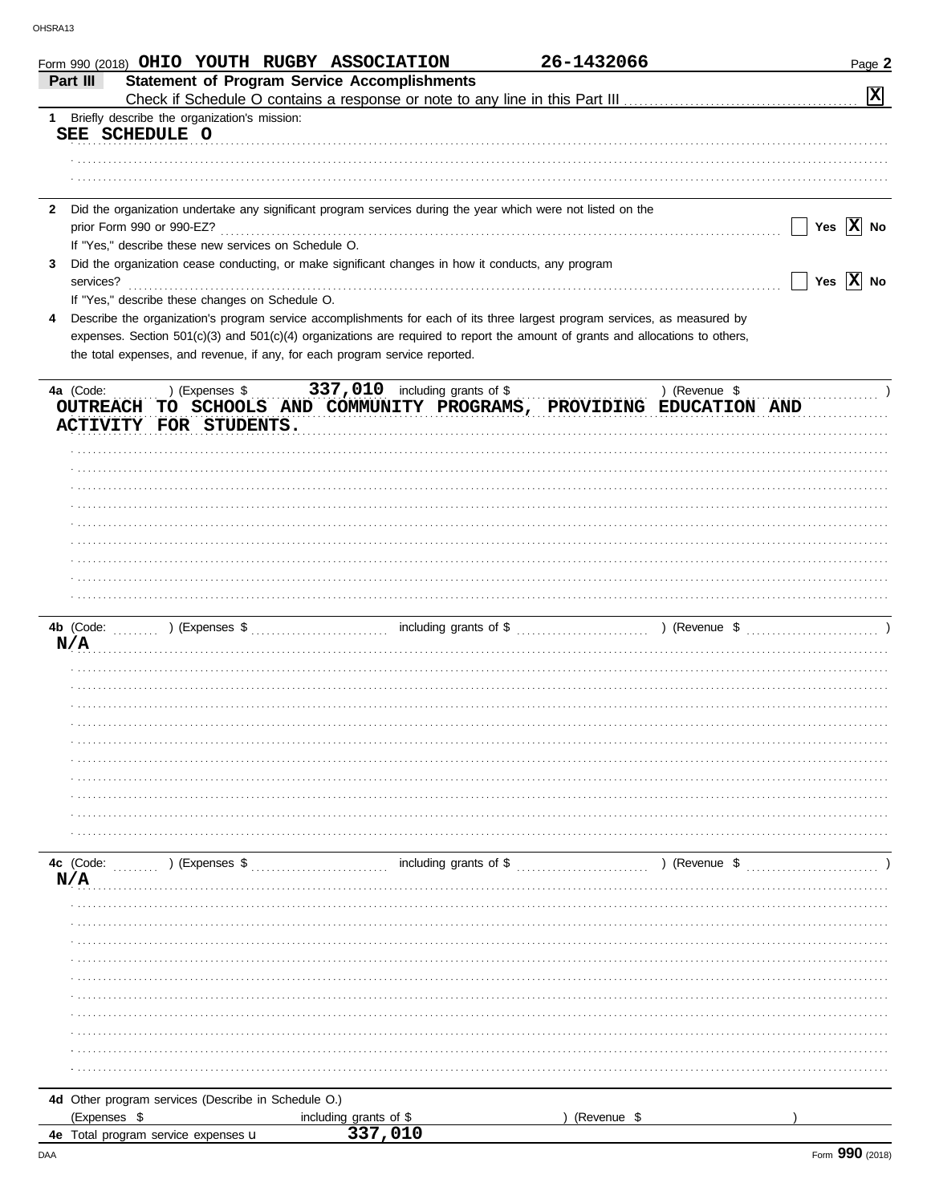Form 990 (2018) **OHIO YOUTH RUGBY ASSOCIATION** **26-1432066** Page **2**

## Part III Statement of Program Service Accomplishments

Check if Schedule O contains a response or note to any line in this Part III .......... [X]

**1** Briefly describe the organization's mission:

**SEE SCHEDULE O**

**2** Did the organization undertake any significant program services during the year which were not listed on the prior Form 990 or 990-EZ? .......... [ ] Yes [X] No

If "Yes," describe these new services on Schedule O.

**3** Did the organization cease conducting, or make significant changes in how it conducts, any program services? .......... [ ] Yes [X] No

If "Yes," describe these changes on Schedule O.

**4** Describe the organization's program service accomplishments for each of its three largest program services, as measured by expenses. Section 501(c)(3) and 501(c)(4) organizations are required to report the amount of grants and allocations to others, the total expenses, and revenue, if any, for each program service reported.

**4a** (Code: ) (Expenses $ **337,010** including grants of $ ) (Revenue $ )

**OUTREACH TO SCHOOLS AND COMMUNITY PROGRAMS, PROVIDING EDUCATION AND ACTIVITY FOR STUDENTS.**

**4b** (Code: ) (Expenses $ including grants of $ ) (Revenue $ )

**N/A**

**4c** (Code: ) (Expenses $ including grants of $ ) (Revenue $ )

**N/A**

**4d** Other program services (Describe in Schedule O.)

(Expenses $ including grants of $ ) (Revenue $ )

**4e** Total program service expenses u **337,010**

DAA Form **990** (2018)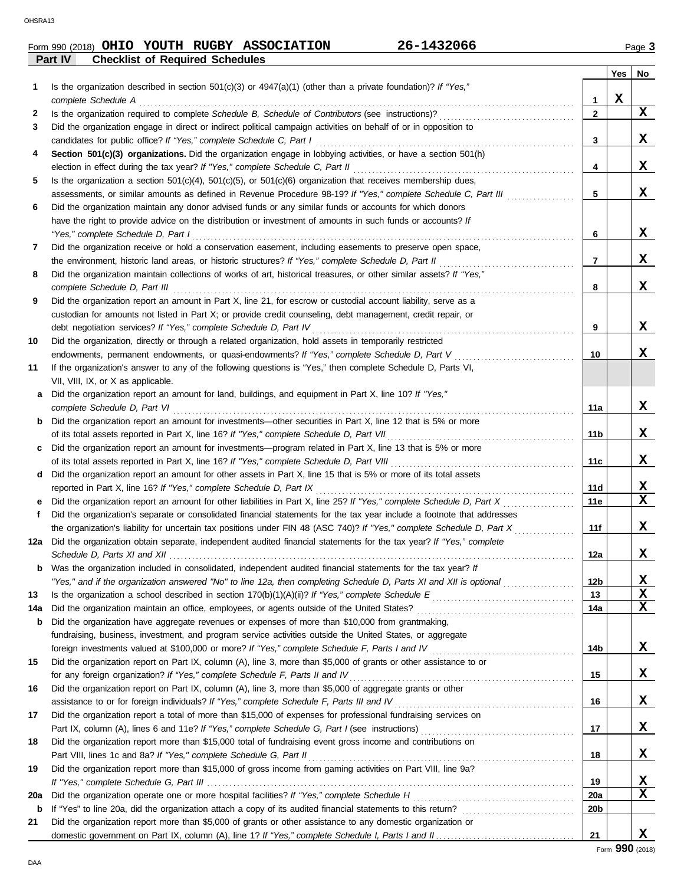OHSRA13

Form 990 (2018) **OHIO YOUTH RUGBY ASSOCIATION** **26-1432066** Page **3**

**Part IV** **Checklist of Required Schedules**

| | | | Yes | No |
|---|---|---|---|---|
| **1** | Is the organization described in section 501(c)(3) or 4947(a)(1) (other than a private foundation)? *If "Yes," complete Schedule A* | **1** | X | |
| **2** | Is the organization required to complete *Schedule B, Schedule of Contributors* (see instructions)? | **2** | | X |
| **3** | Did the organization engage in direct or indirect political campaign activities on behalf of or in opposition to candidates for public office? *If "Yes," complete Schedule C, Part I* | **3** | | X |
| **4** | **Section 501(c)(3) organizations.** Did the organization engage in lobbying activities, or have a section 501(h) election in effect during the tax year? *If "Yes," complete Schedule C, Part II* | **4** | | X |
| **5** | Is the organization a section 501(c)(4), 501(c)(5), or 501(c)(6) organization that receives membership dues, assessments, or similar amounts as defined in Revenue Procedure 98-19? *If "Yes," complete Schedule C, Part III* | **5** | | X |
| **6** | Did the organization maintain any donor advised funds or any similar funds or accounts for which donors have the right to provide advice on the distribution or investment of amounts in such funds or accounts? *If "Yes," complete Schedule D, Part I* | **6** | | X |
| **7** | Did the organization receive or hold a conservation easement, including easements to preserve open space, the environment, historic land areas, or historic structures? *If "Yes," complete Schedule D, Part II* | **7** | | X |
| **8** | Did the organization maintain collections of works of art, historical treasures, or other similar assets? *If "Yes," complete Schedule D, Part III* | **8** | | X |
| **9** | Did the organization report an amount in Part X, line 21, for escrow or custodial account liability, serve as a custodian for amounts not listed in Part X; or provide credit counseling, debt management, credit repair, or debt negotiation services? *If "Yes," complete Schedule D, Part IV* | **9** | | X |
| **10** | Did the organization, directly or through a related organization, hold assets in temporarily restricted endowments, permanent endowments, or quasi-endowments? *If "Yes," complete Schedule D, Part V* | **10** | | X |
| **11** | If the organization's answer to any of the following questions is "Yes," then complete Schedule D, Parts VI, VII, VIII, IX, or X as applicable. | | | |
| **a** | Did the organization report an amount for land, buildings, and equipment in Part X, line 10? *If "Yes," complete Schedule D, Part VI* | **11a** | | X |
| **b** | Did the organization report an amount for investments—other securities in Part X, line 12 that is 5% or more of its total assets reported in Part X, line 16? *If "Yes," complete Schedule D, Part VII* | **11b** | | X |
| **c** | Did the organization report an amount for investments—program related in Part X, line 13 that is 5% or more of its total assets reported in Part X, line 16? *If "Yes," complete Schedule D, Part VIII* | **11c** | | X |
| **d** | Did the organization report an amount for other assets in Part X, line 15 that is 5% or more of its total assets reported in Part X, line 16? *If "Yes," complete Schedule D, Part IX* | **11d** | | X |
| **e** | Did the organization report an amount for other liabilities in Part X, line 25? *If "Yes," complete Schedule D, Part X* | **11e** | | X |
| **f** | Did the organization's separate or consolidated financial statements for the tax year include a footnote that addresses the organization's liability for uncertain tax positions under FIN 48 (ASC 740)? *If "Yes," complete Schedule D, Part X* | **11f** | | X |
| **12a** | Did the organization obtain separate, independent audited financial statements for the tax year? *If "Yes," complete Schedule D, Parts XI and XII* | **12a** | | X |
| **b** | Was the organization included in consolidated, independent audited financial statements for the tax year? *If "Yes," and if the organization answered "No" to line 12a, then completing Schedule D, Parts XI and XII is optional* | **12b** | | X |
| **13** | Is the organization a school described in section 170(b)(1)(A)(ii)? *If "Yes," complete Schedule E* | **13** | | X |
| **14a** | Did the organization maintain an office, employees, or agents outside of the United States? | **14a** | | X |
| **b** | Did the organization have aggregate revenues or expenses of more than $10,000 from grantmaking, fundraising, business, investment, and program service activities outside the United States, or aggregate foreign investments valued at $100,000 or more? *If "Yes," complete Schedule F, Parts I and IV* | **14b** | | X |
| **15** | Did the organization report on Part IX, column (A), line 3, more than $5,000 of grants or other assistance to or for any foreign organization? *If "Yes," complete Schedule F, Parts II and IV* | **15** | | X |
| **16** | Did the organization report on Part IX, column (A), line 3, more than $5,000 of aggregate grants or other assistance to or for foreign individuals? *If "Yes," complete Schedule F, Parts III and IV* | **16** | | X |
| **17** | Did the organization report a total of more than $15,000 of expenses for professional fundraising services on Part IX, column (A), lines 6 and 11e? *If "Yes," complete Schedule G, Part I* (see instructions) | **17** | | X |
| **18** | Did the organization report more than $15,000 total of fundraising event gross income and contributions on Part VIII, lines 1c and 8a? *If "Yes," complete Schedule G, Part II* | **18** | | X |
| **19** | Did the organization report more than $15,000 of gross income from gaming activities on Part VIII, line 9a? *If "Yes," complete Schedule G, Part III* | **19** | | X |
| **20a** | Did the organization operate one or more hospital facilities? *If "Yes," complete Schedule H* | **20a** | | X |
| **b** | If "Yes" to line 20a, did the organization attach a copy of its audited financial statements to this return? | **20b** | | |
| **21** | Did the organization report more than $5,000 of grants or other assistance to any domestic organization or domestic government on Part IX, column (A), line 1? *If "Yes," complete Schedule I, Parts I and II* | **21** | | X |

DAA

Form **990** (2018)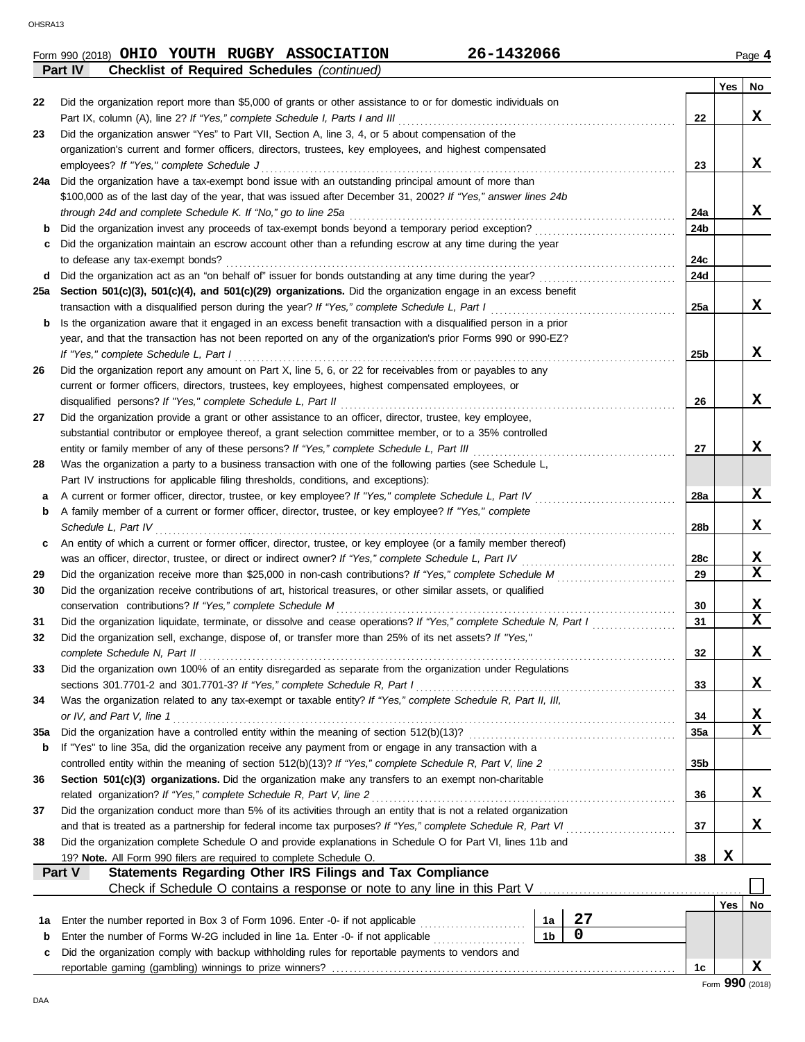Form 990 (2018) **OHIO YOUTH RUGBY ASSOCIATION** **26-1432066** Page **4**

**Part IV** **Checklist of Required Schedules** *(continued)*

| | | | Yes | No |
|---|---|---|---|---|
| 22 | Did the organization report more than $5,000 of grants or other assistance to or for domestic individuals on Part IX, column (A), line 2? *If "Yes," complete Schedule I, Parts I and III* | 22 | | X |
| 23 | Did the organization answer "Yes" to Part VII, Section A, line 3, 4, or 5 about compensation of the organization's current and former officers, directors, trustees, key employees, and highest compensated employees? *If "Yes," complete Schedule J* | 23 | | X |
| 24a | Did the organization have a tax-exempt bond issue with an outstanding principal amount of more than $100,000 as of the last day of the year, that was issued after December 31, 2002? *If "Yes," answer lines 24b through 24d and complete Schedule K. If "No," go to line 25a* | 24a | | X |
| b | Did the organization invest any proceeds of tax-exempt bonds beyond a temporary period exception? | 24b | | |
| c | Did the organization maintain an escrow account other than a refunding escrow at any time during the year to defease any tax-exempt bonds? | 24c | | |
| d | Did the organization act as an "on behalf of" issuer for bonds outstanding at any time during the year? | 24d | | |
| 25a | **Section 501(c)(3), 501(c)(4), and 501(c)(29) organizations.** Did the organization engage in an excess benefit transaction with a disqualified person during the year? *If "Yes," complete Schedule L, Part I* | 25a | | X |
| b | Is the organization aware that it engaged in an excess benefit transaction with a disqualified person in a prior year, and that the transaction has not been reported on any of the organization's prior Forms 990 or 990-EZ? *If "Yes," complete Schedule L, Part I* | 25b | | X |
| 26 | Did the organization report any amount on Part X, line 5, 6, or 22 for receivables from or payables to any current or former officers, directors, trustees, key employees, highest compensated employees, or disqualified persons? *If "Yes," complete Schedule L, Part II* | 26 | | X |
| 27 | Did the organization provide a grant or other assistance to an officer, director, trustee, key employee, substantial contributor or employee thereof, a grant selection committee member, or to a 35% controlled entity or family member of any of these persons? *If "Yes," complete Schedule L, Part III* | 27 | | X |
| 28 | Was the organization a party to a business transaction with one of the following parties (see Schedule L, Part IV instructions for applicable filing thresholds, conditions, and exceptions): | | | |
| a | A current or former officer, director, trustee, or key employee? *If "Yes," complete Schedule L, Part IV* | 28a | | X |
| b | A family member of a current or former officer, director, trustee, or key employee? *If "Yes," complete Schedule L, Part IV* | 28b | | X |
| c | An entity of which a current or former officer, director, trustee, or key employee (or a family member thereof) was an officer, director, trustee, or direct or indirect owner? *If "Yes," complete Schedule L, Part IV* | 28c | | X |
| 29 | Did the organization receive more than $25,000 in non-cash contributions? *If "Yes," complete Schedule M* | 29 | | X |
| 30 | Did the organization receive contributions of art, historical treasures, or other similar assets, or qualified conservation contributions? *If "Yes," complete Schedule M* | 30 | | X |
| 31 | Did the organization liquidate, terminate, or dissolve and cease operations? *If "Yes," complete Schedule N, Part I* | 31 | | X |
| 32 | Did the organization sell, exchange, dispose of, or transfer more than 25% of its net assets? *If "Yes," complete Schedule N, Part II* | 32 | | X |
| 33 | Did the organization own 100% of an entity disregarded as separate from the organization under Regulations sections 301.7701-2 and 301.7701-3? *If "Yes," complete Schedule R, Part I* | 33 | | X |
| 34 | Was the organization related to any tax-exempt or taxable entity? *If "Yes," complete Schedule R, Part II, III, or IV, and Part V, line 1* | 34 | | X |
| 35a | Did the organization have a controlled entity within the meaning of section 512(b)(13)? | 35a | | X |
| b | If "Yes" to line 35a, did the organization receive any payment from or engage in any transaction with a controlled entity within the meaning of section 512(b)(13)? *If "Yes," complete Schedule R, Part V, line 2* | 35b | | |
| 36 | **Section 501(c)(3) organizations.** Did the organization make any transfers to an exempt non-charitable related organization? *If "Yes," complete Schedule R, Part V, line 2* | 36 | | X |
| 37 | Did the organization conduct more than 5% of its activities through an entity that is not a related organization and that is treated as a partnership for federal income tax purposes? *If "Yes," complete Schedule R, Part VI* | 37 | | X |
| 38 | Did the organization complete Schedule O and provide explanations in Schedule O for Part VI, lines 11b and 19? **Note.** All Form 990 filers are required to complete Schedule O. | 38 | X | |

**Part V** **Statements Regarding Other IRS Filings and Tax Compliance**

Check if Schedule O contains a response or note to any line in this Part V ☐

| | | | | | Yes | No |
|---|---|---|---|---|---|---|
| 1a | Enter the number reported in Box 3 of Form 1096. Enter -0- if not applicable | 1a | 27 | | | |
| b | Enter the number of Forms W-2G included in line 1a. Enter -0- if not applicable | 1b | 0 | | | |
| c | Did the organization comply with backup withholding rules for reportable payments to vendors and reportable gaming (gambling) winnings to prize winners? | | | 1c | | X |

Form **990** (2018)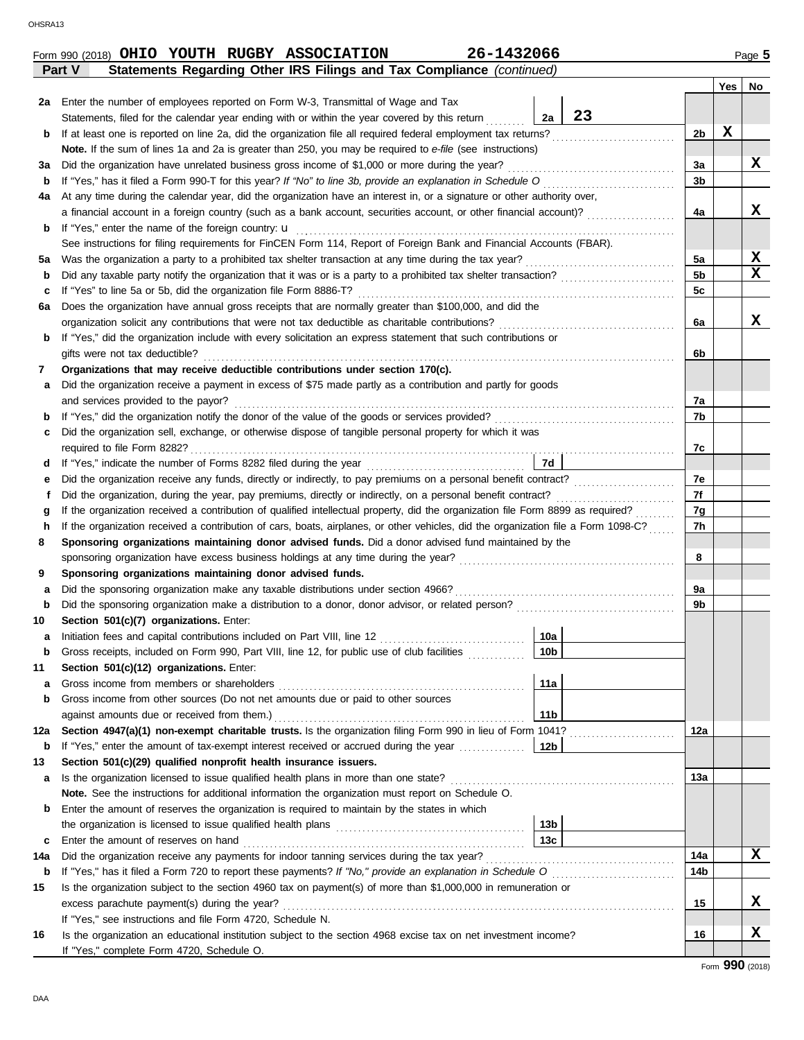Form 990 (2018) **OHIO YOUTH RUGBY ASSOCIATION** **26-1432066** Page **5**

**Part V Statements Regarding Other IRS Filings and Tax Compliance** *(continued)*

| | | | | Yes | No |
|---|---|---|---|---|---|
| **2a** | Enter the number of employees reported on Form W-3, Transmittal of Wage and Tax Statements, filed for the calendar year ending with or within the year covered by this return | 2a 23 | | | |
| **b** | If at least one is reported on line 2a, did the organization file all required federal employment tax returns? | | 2b | X | |
| | **Note.** If the sum of lines 1a and 2a is greater than 250, you may be required to *e-file* (see instructions) | | | | |
| **3a** | Did the organization have unrelated business gross income of $1,000 or more during the year? | | 3a | | X |
| **b** | If "Yes," has it filed a Form 990-T for this year? *If "No" to line 3b, provide an explanation in Schedule O* | | 3b | | |
| **4a** | At any time during the calendar year, did the organization have an interest in, or a signature or other authority over, a financial account in a foreign country (such as a bank account, securities account, or other financial account)? | | 4a | | X |
| **b** | If "Yes," enter the name of the foreign country: u | | | | |
| | See instructions for filing requirements for FinCEN Form 114, Report of Foreign Bank and Financial Accounts (FBAR). | | | | |
| **5a** | Was the organization a party to a prohibited tax shelter transaction at any time during the tax year? | | 5a | | X |
| **b** | Did any taxable party notify the organization that it was or is a party to a prohibited tax shelter transaction? | | 5b | | X |
| **c** | If "Yes" to line 5a or 5b, did the organization file Form 8886-T? | | 5c | | |
| **6a** | Does the organization have annual gross receipts that are normally greater than $100,000, and did the organization solicit any contributions that were not tax deductible as charitable contributions? | | 6a | | X |
| **b** | If "Yes," did the organization include with every solicitation an express statement that such contributions or gifts were not tax deductible? | | 6b | | |
| **7** | **Organizations that may receive deductible contributions under section 170(c).** | | | | |
| **a** | Did the organization receive a payment in excess of $75 made partly as a contribution and partly for goods and services provided to the payor? | | 7a | | |
| **b** | If "Yes," did the organization notify the donor of the value of the goods or services provided? | | 7b | | |
| **c** | Did the organization sell, exchange, or otherwise dispose of tangible personal property for which it was required to file Form 8282? | | 7c | | |
| **d** | If "Yes," indicate the number of Forms 8282 filed during the year | 7d | | | |
| **e** | Did the organization receive any funds, directly or indirectly, to pay premiums on a personal benefit contract? | | 7e | | |
| **f** | Did the organization, during the year, pay premiums, directly or indirectly, on a personal benefit contract? | | 7f | | |
| **g** | If the organization received a contribution of qualified intellectual property, did the organization file Form 8899 as required? | | 7g | | |
| **h** | If the organization received a contribution of cars, boats, airplanes, or other vehicles, did the organization file a Form 1098-C? | | 7h | | |
| **8** | **Sponsoring organizations maintaining donor advised funds.** Did a donor advised fund maintained by the sponsoring organization have excess business holdings at any time during the year? | | 8 | | |
| **9** | **Sponsoring organizations maintaining donor advised funds.** | | | | |
| **a** | Did the sponsoring organization make any taxable distributions under section 4966? | | 9a | | |
| **b** | Did the sponsoring organization make a distribution to a donor, donor advisor, or related person? | | 9b | | |
| **10** | **Section 501(c)(7) organizations.** Enter: | | | | |
| **a** | Initiation fees and capital contributions included on Part VIII, line 12 | 10a | | | |
| **b** | Gross receipts, included on Form 990, Part VIII, line 12, for public use of club facilities | 10b | | | |
| **11** | **Section 501(c)(12) organizations.** Enter: | | | | |
| **a** | Gross income from members or shareholders | 11a | | | |
| **b** | Gross income from other sources (Do not net amounts due or paid to other sources against amounts due or received from them.) | 11b | | | |
| **12a** | **Section 4947(a)(1) non-exempt charitable trusts.** Is the organization filing Form 990 in lieu of Form 1041? | | 12a | | |
| **b** | If "Yes," enter the amount of tax-exempt interest received or accrued during the year | 12b | | | |
| **13** | **Section 501(c)(29) qualified nonprofit health insurance issuers.** | | | | |
| **a** | Is the organization licensed to issue qualified health plans in more than one state? | | 13a | | |
| | **Note.** See the instructions for additional information the organization must report on Schedule O. | | | | |
| **b** | Enter the amount of reserves the organization is required to maintain by the states in which the organization is licensed to issue qualified health plans | 13b | | | |
| **c** | Enter the amount of reserves on hand | 13c | | | |
| **14a** | Did the organization receive any payments for indoor tanning services during the tax year? | | 14a | | X |
| **b** | If "Yes," has it filed a Form 720 to report these payments? *If "No," provide an explanation in Schedule O* | | 14b | | |
| **15** | Is the organization subject to the section 4960 tax on payment(s) of more than $1,000,000 in remuneration or excess parachute payment(s) during the year? | | 15 | | X |
| | If "Yes," see instructions and file Form 4720, Schedule N. | | | | |
| **16** | Is the organization an educational institution subject to the section 4968 excise tax on net investment income? | | 16 | | X |
| | If "Yes," complete Form 4720, Schedule O. | | | | |

Form **990** (2018)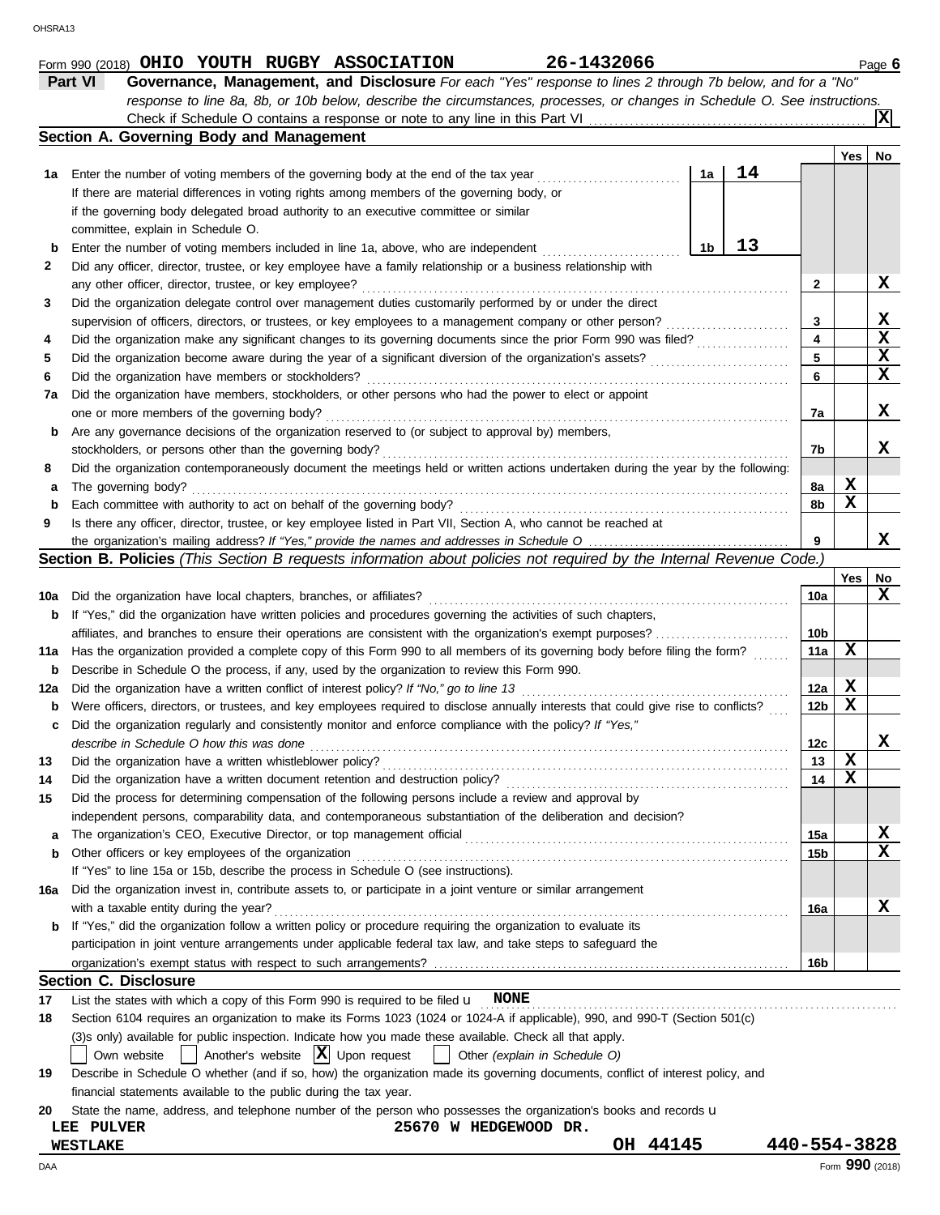Form 990 (2018) **OHIO YOUTH RUGBY ASSOCIATION** **26-1432066** Page **6**

## Part VI Governance, Management, and Disclosure

*For each "Yes" response to lines 2 through 7b below, and for a "No" response to line 8a, 8b, or 10b below, describe the circumstances, processes, or changes in Schedule O. See instructions.*

Check if Schedule O contains a response or note to any line in this Part VI ..... [X]

### Section A. Governing Body and Management

| | | | Yes | No |
|---|---|---|---|---|
| **1a** | Enter the number of voting members of the governing body at the end of the tax year ..... **1a** **14** If there are material differences in voting rights among members of the governing body, or if the governing body delegated broad authority to an executive committee or similar committee, explain in Schedule O. | | | |
| **b** | Enter the number of voting members included in line 1a, above, who are independent ..... **1b** **13** | | | |
| **2** | Did any officer, director, trustee, or key employee have a family relationship or a business relationship with any other officer, director, trustee, or key employee? | 2 | | X |
| **3** | Did the organization delegate control over management duties customarily performed by or under the direct supervision of officers, directors, or trustees, or key employees to a management company or other person? | 3 | | X |
| **4** | Did the organization make any significant changes to its governing documents since the prior Form 990 was filed? | 4 | | X |
| **5** | Did the organization become aware during the year of a significant diversion of the organization's assets? | 5 | | X |
| **6** | Did the organization have members or stockholders? | 6 | | X |
| **7a** | Did the organization have members, stockholders, or other persons who had the power to elect or appoint one or more members of the governing body? | 7a | | X |
| **b** | Are any governance decisions of the organization reserved to (or subject to approval by) members, stockholders, or persons other than the governing body? | 7b | | X |
| **8** | Did the organization contemporaneously document the meetings held or written actions undertaken during the year by the following: | | | |
| **a** | The governing body? | 8a | X | |
| **b** | Each committee with authority to act on behalf of the governing body? | 8b | X | |
| **9** | Is there any officer, director, trustee, or key employee listed in Part VII, Section A, who cannot be reached at the organization's mailing address? *If "Yes," provide the names and addresses in Schedule O* | 9 | | X |

### Section B. Policies *(This Section B requests information about policies not required by the Internal Revenue Code.)*

| | | | Yes | No |
|---|---|---|---|---|
| **10a** | Did the organization have local chapters, branches, or affiliates? | 10a | | X |
| **b** | If "Yes," did the organization have written policies and procedures governing the activities of such chapters, affiliates, and branches to ensure their operations are consistent with the organization's exempt purposes? | 10b | | |
| **11a** | Has the organization provided a complete copy of this Form 990 to all members of its governing body before filing the form? | 11a | X | |
| **b** | Describe in Schedule O the process, if any, used by the organization to review this Form 990. | | | |
| **12a** | Did the organization have a written conflict of interest policy? *If "No," go to line 13* | 12a | X | |
| **b** | Were officers, directors, or trustees, and key employees required to disclose annually interests that could give rise to conflicts? | 12b | X | |
| **c** | Did the organization regularly and consistently monitor and enforce compliance with the policy? *If "Yes," describe in Schedule O how this was done* | 12c | | X |
| **13** | Did the organization have a written whistleblower policy? | 13 | X | |
| **14** | Did the organization have a written document retention and destruction policy? | 14 | X | |
| **15** | Did the process for determining compensation of the following persons include a review and approval by independent persons, comparability data, and contemporaneous substantiation of the deliberation and decision? | | | |
| **a** | The organization's CEO, Executive Director, or top management official | 15a | | X |
| **b** | Other officers or key employees of the organization | 15b | | X |
| | If "Yes" to line 15a or 15b, describe the process in Schedule O (see instructions). | | | |
| **16a** | Did the organization invest in, contribute assets to, or participate in a joint venture or similar arrangement with a taxable entity during the year? | 16a | | X |
| **b** | If "Yes," did the organization follow a written policy or procedure requiring the organization to evaluate its participation in joint venture arrangements under applicable federal tax law, and take steps to safeguard the organization's exempt status with respect to such arrangements? | 16b | | |

### Section C. Disclosure

**17** List the states with which a copy of this Form 990 is required to be filed u **NONE**

**18** Section 6104 requires an organization to make its Forms 1023 (1024 or 1024-A if applicable), 990, and 990-T (Section 501(c)(3)s only) available for public inspection. Indicate how you made these available. Check all that apply.

[ ] Own website [ ] Another's website [X] Upon request [ ] Other *(explain in Schedule O)*

**19** Describe in Schedule O whether (and if so, how) the organization made its governing documents, conflict of interest policy, and financial statements available to the public during the tax year.

**20** State the name, address, and telephone number of the person who possesses the organization's books and records u

**LEE PULVER** **25670 W HEDGEWOOD DR.**
**WESTLAKE** **OH 44145** **440-554-3828**

Form **990** (2018)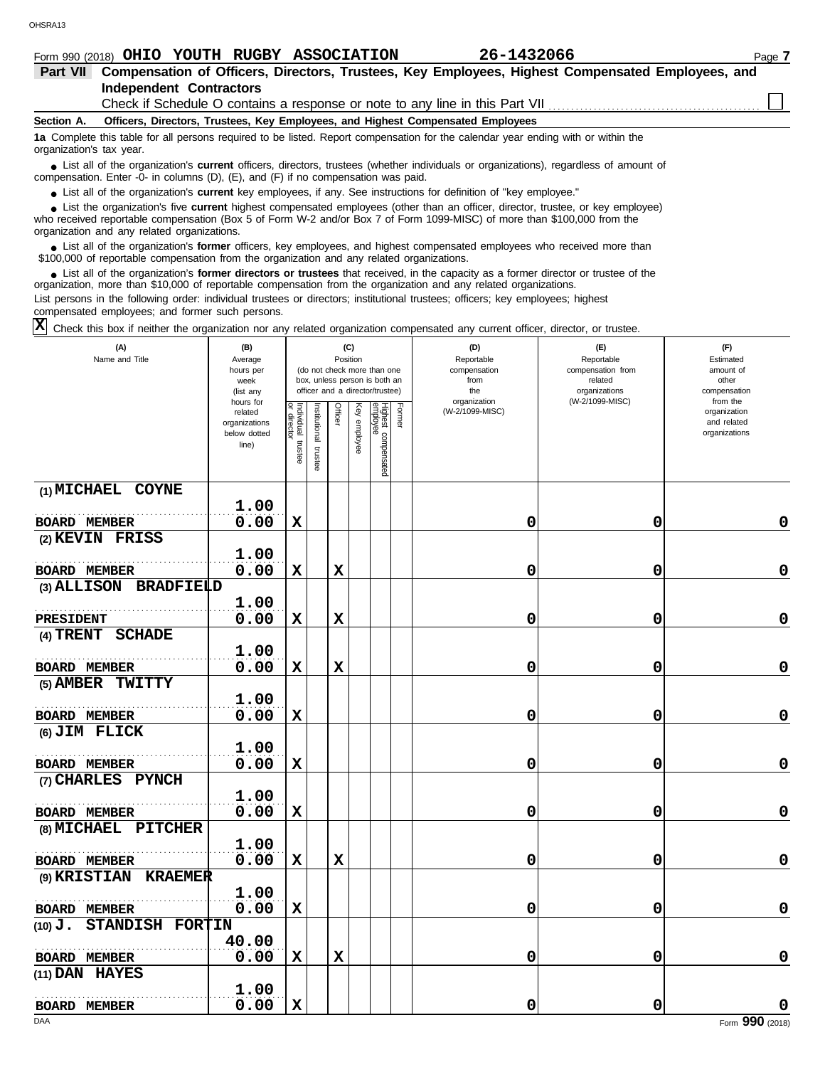Form 990 (2018) **OHIO YOUTH RUGBY ASSOCIATION** **26-1432066**

## Part VII Compensation of Officers, Directors, Trustees, Key Employees, Highest Compensated Employees, and Independent Contractors

Check if Schedule O contains a response or note to any line in this Part VII ☐

### Section A. Officers, Directors, Trustees, Key Employees, and Highest Compensated Employees

**1a** Complete this table for all persons required to be listed. Report compensation for the calendar year ending with or within the organization's tax year.

- List all of the organization's **current** officers, directors, trustees (whether individuals or organizations), regardless of amount of compensation. Enter -0- in columns (D), (E), and (F) if no compensation was paid.
- List all of the organization's **current** key employees, if any. See instructions for definition of "key employee."
- List the organization's five **current** highest compensated employees (other than an officer, director, trustee, or key employee) who received reportable compensation (Box 5 of Form W-2 and/or Box 7 of Form 1099-MISC) of more than $100,000 from the organization and any related organizations.
- List all of the organization's **former** officers, key employees, and highest compensated employees who received more than $100,000 of reportable compensation from the organization and any related organizations.
- List all of the organization's **former directors or trustees** that received, in the capacity as a former director or trustee of the organization, more than $10,000 of reportable compensation from the organization and any related organizations.

List persons in the following order: individual trustees or directors; institutional trustees; officers; key employees; highest compensated employees; and former such persons.

☒ Check this box if neither the organization nor any related organization compensated any current officer, director, or trustee.

| (A) Name and Title | (B) Average hours per week (list any hours for related organizations below dotted line) | (C) Position: Individual trustee or director | Institutional trustee | Officer | Key employee | Highest compensated employee | Former | (D) Reportable compensation from the organization (W-2/1099-MISC) | (E) Reportable compensation from related organizations (W-2/1099-MISC) | (F) Estimated amount of other compensation from the organization and related organizations |
|---|---|---|---|---|---|---|---|---|---|---|
| (1) MICHAEL COYNE<br>BOARD MEMBER | 1.00<br>0.00 | X | | | | | | 0 | 0 | 0 |
| (2) KEVIN FRISS<br>BOARD MEMBER | 1.00<br>0.00 | X | | X | | | | 0 | 0 | 0 |
| (3) ALLISON BRADFIELD<br>PRESIDENT | 1.00<br>0.00 | X | | X | | | | 0 | 0 | 0 |
| (4) TRENT SCHADE<br>BOARD MEMBER | 1.00<br>0.00 | X | | X | | | | 0 | 0 | 0 |
| (5) AMBER TWITTY<br>BOARD MEMBER | 1.00<br>0.00 | X | | | | | | 0 | 0 | 0 |
| (6) JIM FLICK<br>BOARD MEMBER | 1.00<br>0.00 | X | | | | | | 0 | 0 | 0 |
| (7) CHARLES PYNCH<br>BOARD MEMBER | 1.00<br>0.00 | X | | | | | | 0 | 0 | 0 |
| (8) MICHAEL PITCHER<br>BOARD MEMBER | 1.00<br>0.00 | X | | X | | | | 0 | 0 | 0 |
| (9) KRISTIAN KRAEMER<br>BOARD MEMBER | 1.00<br>0.00 | X | | | | | | 0 | 0 | 0 |
| (10) J. STANDISH FORTIN<br>BOARD MEMBER | 40.00<br>0.00 | X | | X | | | | 0 | 0 | 0 |
| (11) DAN HAYES<br>BOARD MEMBER | 1.00<br>0.00 | X | | | | | | 0 | 0 | 0 |

Form **990** (2018)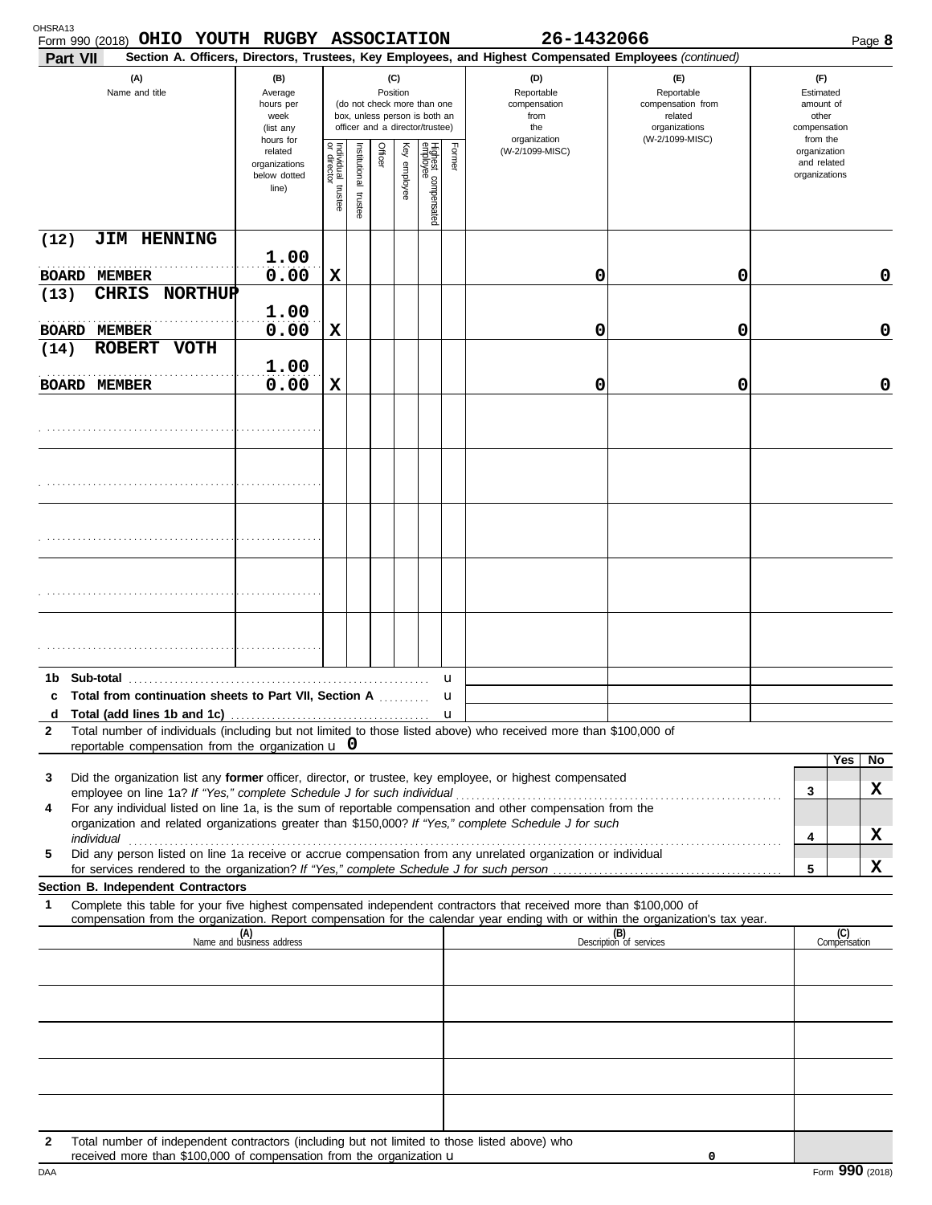OHSRA13

Form 990 (2018) **OHIO YOUTH RUGBY ASSOCIATION** **26-1432066** Page **8**

**Part VII** **Section A. Officers, Directors, Trustees, Key Employees, and Highest Compensated Employees** *(continued)*

| (A) Name and title | (B) Average hours per week (list any hours for related organizations below dotted line) | (C) Position: Individual trustee or director | Institutional trustee | Officer | Key employee | Highest compensated employee | Former | (D) Reportable compensation from the organization (W-2/1099-MISC) | (E) Reportable compensation from related organizations (W-2/1099-MISC) | (F) Estimated amount of other compensation from the organization and related organizations |
|---|---|---|---|---|---|---|---|---|---|---|
| (12) JIM HENNING / BOARD MEMBER | 1.00 / 0.00 | X | | | | | | 0 | 0 | 0 |
| (13) CHRIS NORTHUP / BOARD MEMBER | 1.00 / 0.00 | X | | | | | | 0 | 0 | 0 |
| (14) ROBERT VOTH / BOARD MEMBER | 1.00 / 0.00 | X | | | | | | 0 | 0 | 0 |
| | | | | | | | | | | |
| | | | | | | | | | | |
| | | | | | | | | | | |
| | | | | | | | | | | |
| | | | | | | | | | | |

**1b Sub-total** u

**c Total from continuation sheets to Part VII, Section A** u

**d Total (add lines 1b and 1c)** u

**2** Total number of individuals (including but not limited to those listed above) who received more than $100,000 of reportable compensation from the organization u **0**

| | | Yes | No |
|---|---|---|---|
| **3** Did the organization list any **former** officer, director, or trustee, key employee, or highest compensated employee on line 1a? *If "Yes," complete Schedule J for such individual* | 3 | | X |
| **4** For any individual listed on line 1a, is the sum of reportable compensation and other compensation from the organization and related organizations greater than $150,000? *If "Yes," complete Schedule J for such individual* | 4 | | X |
| **5** Did any person listed on line 1a receive or accrue compensation from any unrelated organization or individual for services rendered to the organization? *If "Yes," complete Schedule J for such person* | 5 | | X |

**Section B. Independent Contractors**

**1** Complete this table for your five highest compensated independent contractors that received more than $100,000 of compensation from the organization. Report compensation for the calendar year ending with or within the organization's tax year.

| (A) Name and business address | (B) Description of services | (C) Compensation |
|---|---|---|
| | | |
| | | |
| | | |
| | | |
| | | |

**2** Total number of independent contractors (including but not limited to those listed above) who received more than $100,000 of compensation from the organization u **0**

DAA Form **990** (2018)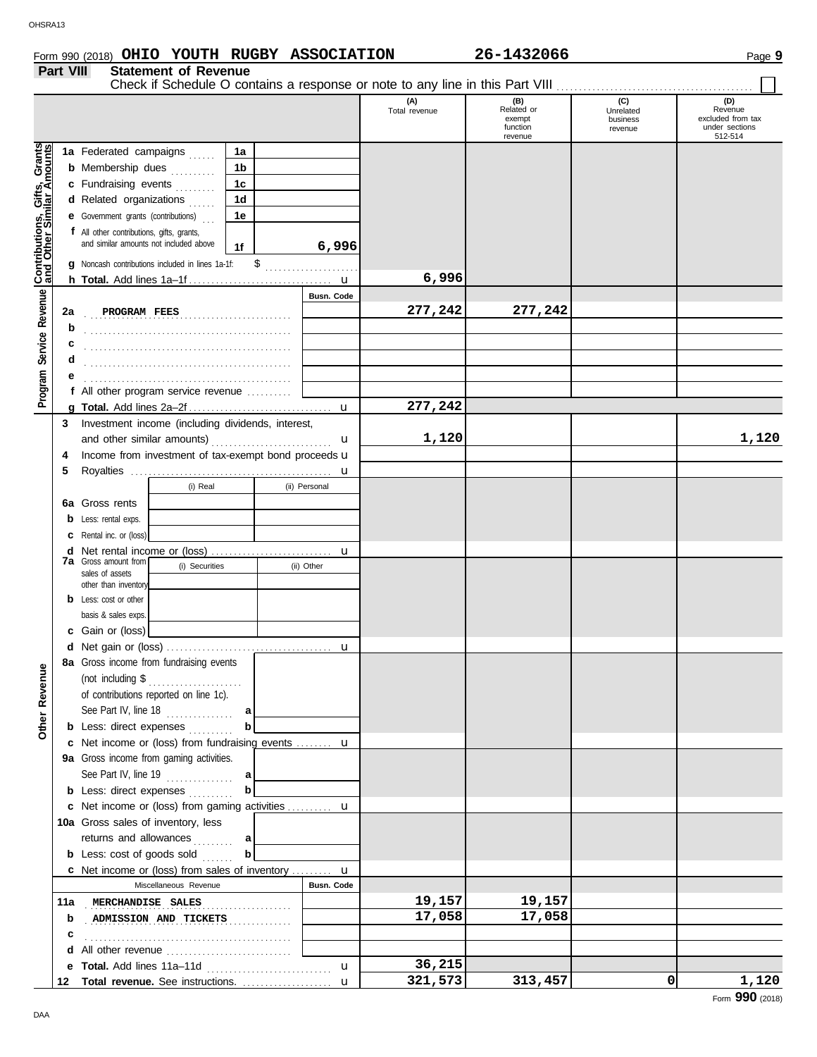Form 990 (2018) **OHIO YOUTH RUGBY ASSOCIATION** 26-1432066 Page 9

**Part VIII Statement of Revenue**

Check if Schedule O contains a response or note to any line in this Part VIII . . . . . . . . . ☐

| | | | (A) Total revenue | (B) Related or exempt function revenue | (C) Unrelated business revenue | (D) Revenue excluded from tax under sections 512-514 |
|---|---|---|---|---|---|---|
| **Contributions, Gifts, Grants and Other Similar Amounts** | 1a Federated campaigns . . . 1a | | | | | |
| | b Membership dues . . . 1b | | | | | |
| | c Fundraising events . . . 1c | | | | | |
| | d Related organizations . . . 1d | | | | | |
| | e Government grants (contributions) . . . 1e | | | | | |
| | f All other contributions, gifts, grants, and similar amounts not included above 1f | 6,996 | | | | |
| | g Noncash contributions included in lines 1a-1f: $ | | | | | |
| | h **Total.** Add lines 1a–1f . . . ▶ | | 6,996 | | | |
| **Program Service Revenue** | | Busn. Code | | | | |
| | 2a PROGRAM FEES | | 277,242 | 277,242 | | |
| | b | | | | | |
| | c | | | | | |
| | d | | | | | |
| | e | | | | | |
| | f All other program service revenue . . . | | | | | |
| | g **Total.** Add lines 2a–2f . . . ▶ | | 277,242 | | | |
| **Other Revenue** | 3 Investment income (including dividends, interest, and other similar amounts) . . . ▶ | | 1,120 | | | 1,120 |
| | 4 Income from investment of tax-exempt bond proceeds ▶ | | | | | |
| | 5 Royalties . . . ▶ | | | | | |
| | (i) Real / (ii) Personal | | | | | |
| | 6a Gross rents | | | | | |
| | b Less: rental exps. | | | | | |
| | c Rental inc. or (loss) | | | | | |
| | d Net rental income or (loss) . . . ▶ | | | | | |
| | 7a Gross amount from sales of assets other than inventory — (i) Securities / (ii) Other | | | | | |
| | b Less: cost or other basis & sales exps. | | | | | |
| | c Gain or (loss) | | | | | |
| | d Net gain or (loss) . . . ▶ | | | | | |
| | 8a Gross income from fundraising events (not including $ . . . of contributions reported on line 1c). See Part IV, line 18 . . . a | | | | | |
| | b Less: direct expenses . . . b | | | | | |
| | c Net income or (loss) from fundraising events . . . ▶ | | | | | |
| | 9a Gross income from gaming activities. See Part IV, line 19 . . . a | | | | | |
| | b Less: direct expenses . . . b | | | | | |
| | c Net income or (loss) from gaming activities . . . ▶ | | | | | |
| | 10a Gross sales of inventory, less returns and allowances . . . a | | | | | |
| | b Less: cost of goods sold . . . b | | | | | |
| | c Net income or (loss) from sales of inventory . . . ▶ | | | | | |
| | Miscellaneous Revenue | Busn. Code | | | | |
| | 11a MERCHANDISE SALES | | 19,157 | 19,157 | | |
| | b ADMISSION AND TICKETS | | 17,058 | 17,058 | | |
| | c | | | | | |
| | d All other revenue . . . | | | | | |
| | e **Total.** Add lines 11a–11d . . . ▶ | | 36,215 | | | |
| | 12 **Total revenue.** See instructions. . . . ▶ | | 321,573 | 313,457 | 0 | 1,120 |

Form **990** (2018)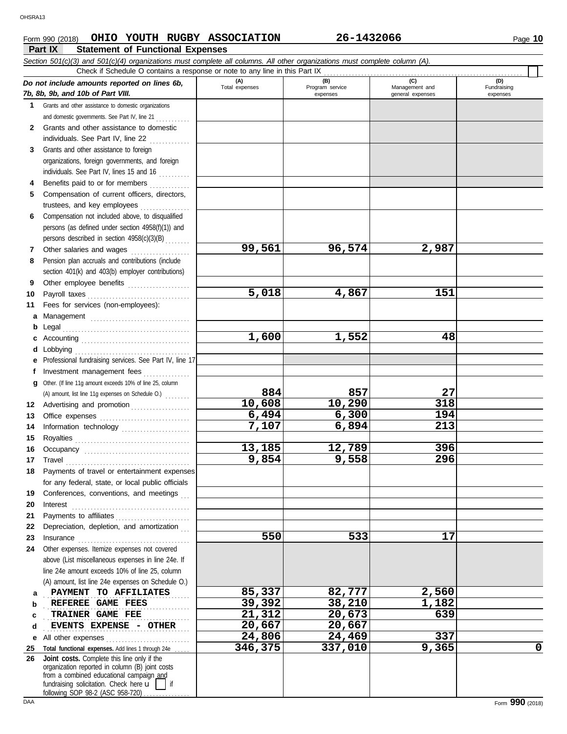Form 990 (2018) **OHIO YOUTH RUGBY ASSOCIATION** **26-1432066**

## Part IX Statement of Functional Expenses

*Section 501(c)(3) and 501(c)(4) organizations must complete all columns. All other organizations must complete column (A).*

Check if Schedule O contains a response or note to any line in this Part IX

| *Do not include amounts reported on lines 6b, 7b, 8b, 9b, and 10b of Part VIII.* | (A) Total expenses | (B) Program service expenses | (C) Management and general expenses | (D) Fundraising expenses |
|---|---|---|---|---|
| **1** Grants and other assistance to domestic organizations and domestic governments. See Part IV, line 21 | | | | |
| **2** Grants and other assistance to domestic individuals. See Part IV, line 22 | | | | |
| **3** Grants and other assistance to foreign organizations, foreign governments, and foreign individuals. See Part IV, lines 15 and 16 | | | | |
| **4** Benefits paid to or for members | | | | |
| **5** Compensation of current officers, directors, trustees, and key employees | | | | |
| **6** Compensation not included above, to disqualified persons (as defined under section 4958(f)(1)) and persons described in section 4958(c)(3)(B) | | | | |
| **7** Other salaries and wages | 99,561 | 96,574 | 2,987 | |
| **8** Pension plan accruals and contributions (include section 401(k) and 403(b) employer contributions) | | | | |
| **9** Other employee benefits | | | | |
| **10** Payroll taxes | 5,018 | 4,867 | 151 | |
| **11** Fees for services (non-employees): | | | | |
| **a** Management | | | | |
| **b** Legal | | | | |
| **c** Accounting | 1,600 | 1,552 | 48 | |
| **d** Lobbying | | | | |
| **e** Professional fundraising services. See Part IV, line 17 | | | | |
| **f** Investment management fees | | | | |
| **g** Other. (If line 11g amount exceeds 10% of line 25, column (A) amount, list line 11g expenses on Schedule O.) | 884 | 857 | 27 | |
| **12** Advertising and promotion | 10,608 | 10,290 | 318 | |
| **13** Office expenses | 6,494 | 6,300 | 194 | |
| **14** Information technology | 7,107 | 6,894 | 213 | |
| **15** Royalties | | | | |
| **16** Occupancy | 13,185 | 12,789 | 396 | |
| **17** Travel | 9,854 | 9,558 | 296 | |
| **18** Payments of travel or entertainment expenses for any federal, state, or local public officials | | | | |
| **19** Conferences, conventions, and meetings | | | | |
| **20** Interest | | | | |
| **21** Payments to affiliates | | | | |
| **22** Depreciation, depletion, and amortization | | | | |
| **23** Insurance | 550 | 533 | 17 | |
| **24** Other expenses. Itemize expenses not covered above (List miscellaneous expenses in line 24e. If line 24e amount exceeds 10% of line 25, column (A) amount, list line 24e expenses on Schedule O.) | | | | |
| **a** PAYMENT TO AFFILIATES | 85,337 | 82,777 | 2,560 | |
| **b** REFEREE GAME FEES | 39,392 | 38,210 | 1,182 | |
| **c** TRAINER GAME FEE | 21,312 | 20,673 | 639 | |
| **d** EVENTS EXPENSE - OTHER | 20,667 | 20,667 | | |
| **e** All other expenses | 24,806 | 24,469 | 337 | |
| **25** **Total functional expenses.** Add lines 1 through 24e | 346,375 | 337,010 | 9,365 | 0 |
| **26** **Joint costs.** Complete this line only if the organization reported in column (B) joint costs from a combined educational campaign and fundraising solicitation. Check here u [ ] if following SOP 98-2 (ASC 958-720) | | | | |

Form **990** (2018)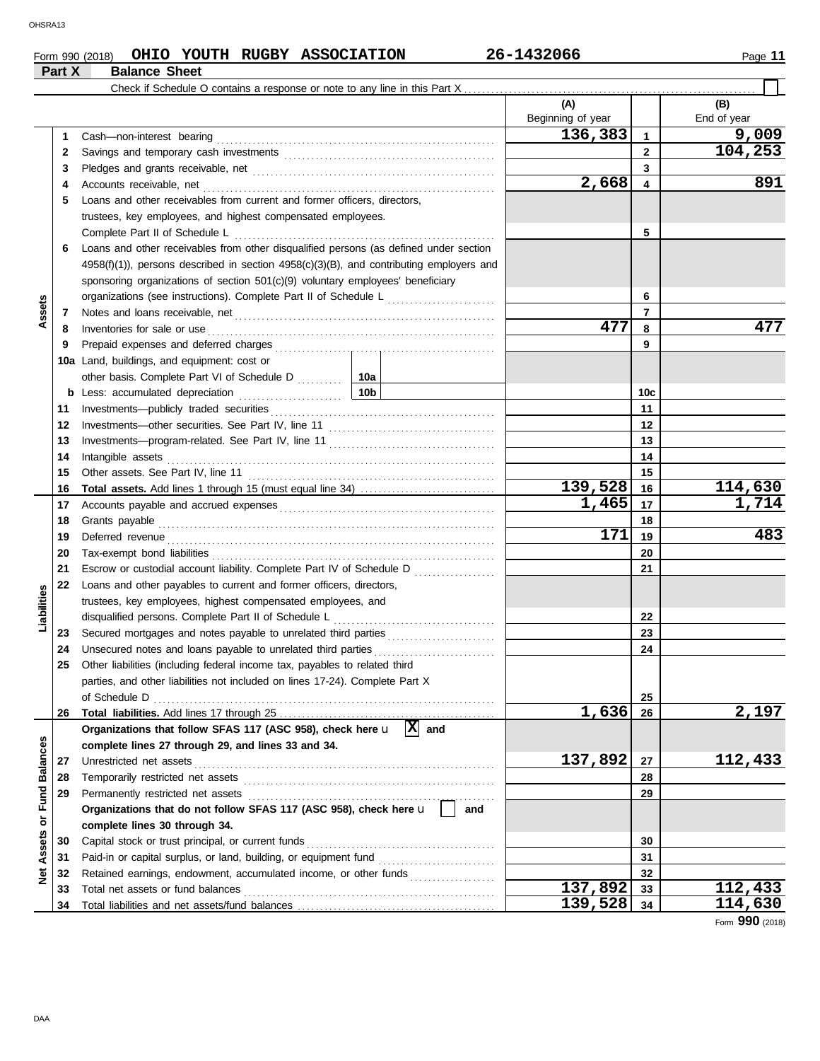Form 990 (2018) **OHIO YOUTH RUGBY ASSOCIATION** **26-1432066**

## Part X Balance Sheet

Check if Schedule O contains a response or note to any line in this Part X ☐

| | | | | (A) Beginning of year | | (B) End of year |
|---|---|---|---|---|---|---|
| **Assets** | 1 | Cash—non-interest bearing | | 136,383 | 1 | 9,009 |
| | 2 | Savings and temporary cash investments | | | 2 | 104,253 |
| | 3 | Pledges and grants receivable, net | | | 3 | |
| | 4 | Accounts receivable, net | | 2,668 | 4 | 891 |
| | 5 | Loans and other receivables from current and former officers, directors, trustees, key employees, and highest compensated employees. Complete Part II of Schedule L | | | 5 | |
| | 6 | Loans and other receivables from other disqualified persons (as defined under section 4958(f)(1)), persons described in section 4958(c)(3)(B), and contributing employers and sponsoring organizations of section 501(c)(9) voluntary employees' beneficiary organizations (see instructions). Complete Part II of Schedule L | | | 6 | |
| | 7 | Notes and loans receivable, net | | | 7 | |
| | 8 | Inventories for sale or use | | 477 | 8 | 477 |
| | 9 | Prepaid expenses and deferred charges | | | 9 | |
| | 10a | Land, buildings, and equipment: cost or other basis. Complete Part VI of Schedule D | 10a | | | |
| | b | Less: accumulated depreciation | 10b | | 10c | |
| | 11 | Investments—publicly traded securities | | | 11 | |
| | 12 | Investments—other securities. See Part IV, line 11 | | | 12 | |
| | 13 | Investments—program-related. See Part IV, line 11 | | | 13 | |
| | 14 | Intangible assets | | | 14 | |
| | 15 | Other assets. See Part IV, line 11 | | | 15 | |
| | 16 | **Total assets.** Add lines 1 through 15 (must equal line 34) | | 139,528 | 16 | 114,630 |
| **Liabilities** | 17 | Accounts payable and accrued expenses | | 1,465 | 17 | 1,714 |
| | 18 | Grants payable | | | 18 | |
| | 19 | Deferred revenue | | 171 | 19 | 483 |
| | 20 | Tax-exempt bond liabilities | | | 20 | |
| | 21 | Escrow or custodial account liability. Complete Part IV of Schedule D | | | 21 | |
| | 22 | Loans and other payables to current and former officers, directors, trustees, key employees, highest compensated employees, and disqualified persons. Complete Part II of Schedule L | | | 22 | |
| | 23 | Secured mortgages and notes payable to unrelated third parties | | | 23 | |
| | 24 | Unsecured notes and loans payable to unrelated third parties | | | 24 | |
| | 25 | Other liabilities (including federal income tax, payables to related third parties, and other liabilities not included on lines 17-24). Complete Part X of Schedule D | | | 25 | |
| | 26 | **Total liabilities.** Add lines 17 through 25 | | 1,636 | 26 | 2,197 |
| **Net Assets or Fund Balances** | | **Organizations that follow SFAS 117 (ASC 958), check here** ☒ **and complete lines 27 through 29, and lines 33 and 34.** | | | | |
| | 27 | Unrestricted net assets | | 137,892 | 27 | 112,433 |
| | 28 | Temporarily restricted net assets | | | 28 | |
| | 29 | Permanently restricted net assets | | | 29 | |
| | | **Organizations that do not follow SFAS 117 (ASC 958), check here** ☐ **and complete lines 30 through 34.** | | | | |
| | 30 | Capital stock or trust principal, or current funds | | | 30 | |
| | 31 | Paid-in or capital surplus, or land, building, or equipment fund | | | 31 | |
| | 32 | Retained earnings, endowment, accumulated income, or other funds | | | 32 | |
| | 33 | Total net assets or fund balances | | 137,892 | 33 | 112,433 |
| | 34 | Total liabilities and net assets/fund balances | | 139,528 | 34 | 114,630 |

Form **990** (2018)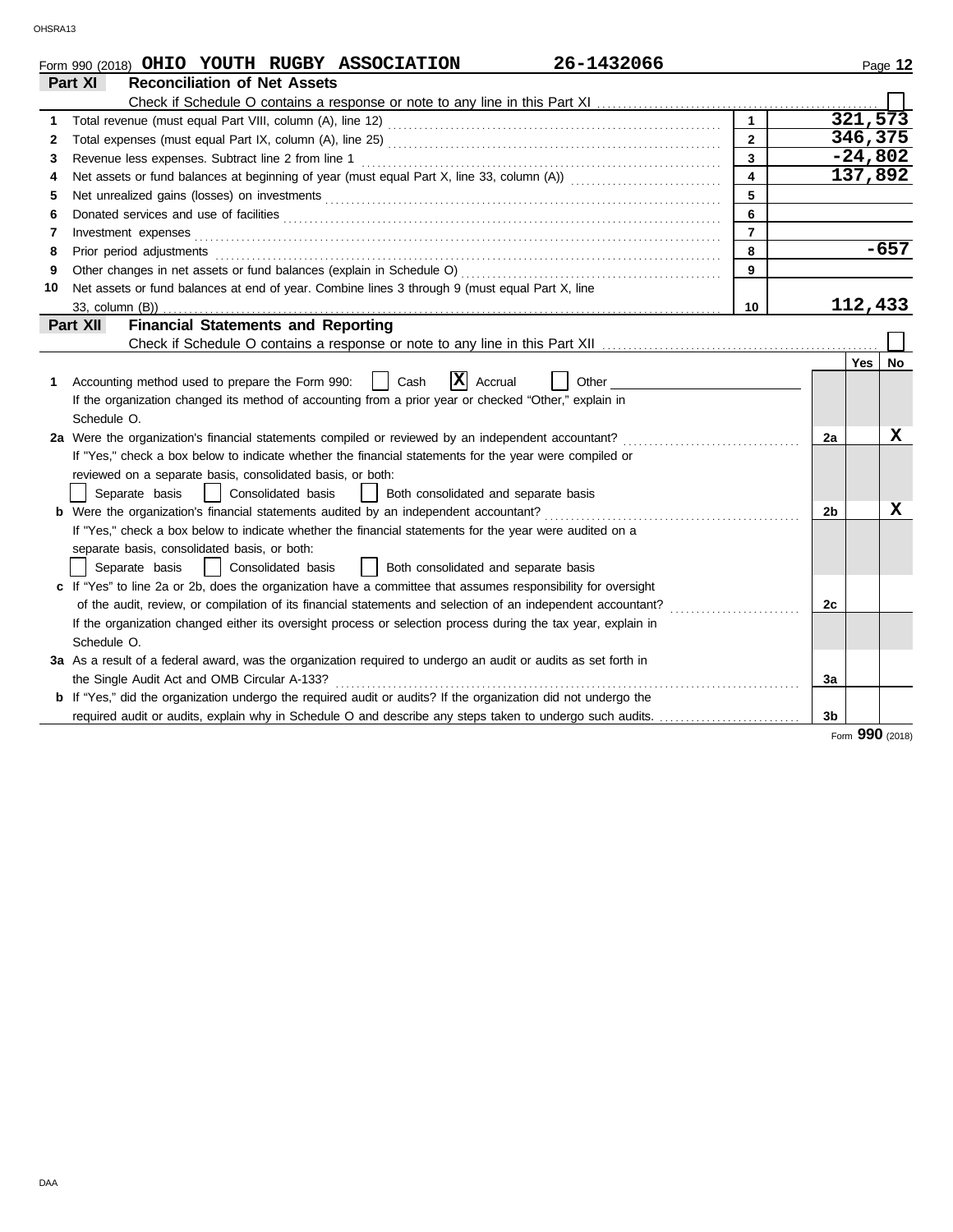Form 990 (2018) **OHIO YOUTH RUGBY ASSOCIATION** **26-1432066** Page **12**

## Part XI Reconciliation of Net Assets

Check if Schedule O contains a response or note to any line in this Part XI ☐

| | | | |
|---|---|---|---|
| 1 | Total revenue (must equal Part VIII, column (A), line 12) | 1 | 321,573 |
| 2 | Total expenses (must equal Part IX, column (A), line 25) | 2 | 346,375 |
| 3 | Revenue less expenses. Subtract line 2 from line 1 | 3 | -24,802 |
| 4 | Net assets or fund balances at beginning of year (must equal Part X, line 33, column (A)) | 4 | 137,892 |
| 5 | Net unrealized gains (losses) on investments | 5 | |
| 6 | Donated services and use of facilities | 6 | |
| 7 | Investment expenses | 7 | |
| 8 | Prior period adjustments | 8 | -657 |
| 9 | Other changes in net assets or fund balances (explain in Schedule O) | 9 | |
| 10 | Net assets or fund balances at end of year. Combine lines 3 through 9 (must equal Part X, line 33, column (B)) | 10 | 112,433 |

## Part XII Financial Statements and Reporting

Check if Schedule O contains a response or note to any line in this Part XII ☐

| | | | Yes | No |
|---|---|---|---|---|
| 1 | Accounting method used to prepare the Form 990: ☐ Cash ☒ Accrual ☐ Other<br>If the organization changed its method of accounting from a prior year or checked "Other," explain in Schedule O. | | | |
| 2a | Were the organization's financial statements compiled or reviewed by an independent accountant?<br>If "Yes," check a box below to indicate whether the financial statements for the year were compiled or reviewed on a separate basis, consolidated basis, or both:<br>☐ Separate basis ☐ Consolidated basis ☐ Both consolidated and separate basis | 2a | | X |
| b | Were the organization's financial statements audited by an independent accountant?<br>If "Yes," check a box below to indicate whether the financial statements for the year were audited on a separate basis, consolidated basis, or both:<br>☐ Separate basis ☐ Consolidated basis ☐ Both consolidated and separate basis | 2b | | X |
| c | If "Yes" to line 2a or 2b, does the organization have a committee that assumes responsibility for oversight of the audit, review, or compilation of its financial statements and selection of an independent accountant?<br>If the organization changed either its oversight process or selection process during the tax year, explain in Schedule O. | 2c | | |
| 3a | As a result of a federal award, was the organization required to undergo an audit or audits as set forth in the Single Audit Act and OMB Circular A-133? | 3a | | |
| b | If "Yes," did the organization undergo the required audit or audits? If the organization did not undergo the required audit or audits, explain why in Schedule O and describe any steps taken to undergo such audits. | 3b | | |

Form **990** (2018)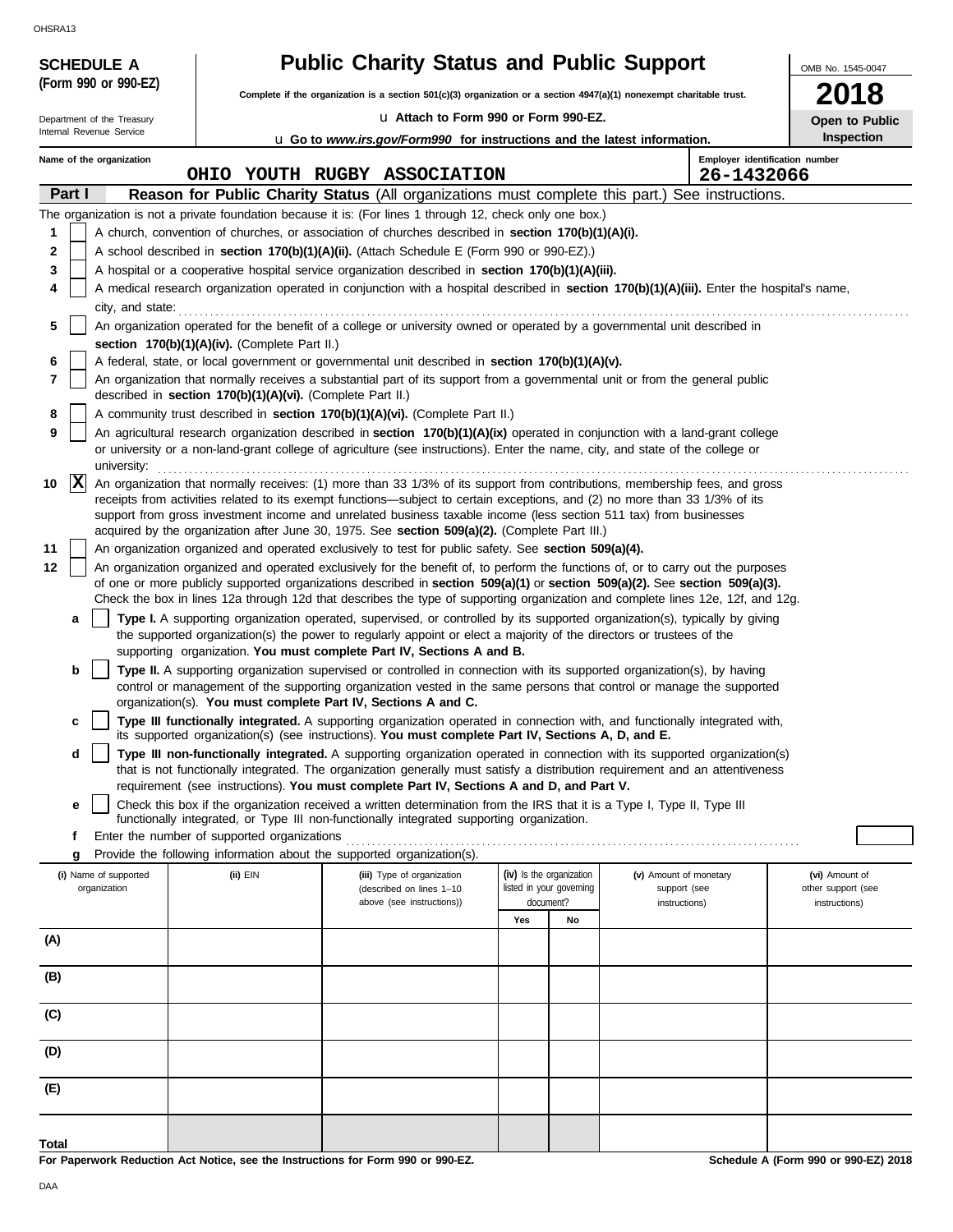OHSRA13

**SCHEDULE A**
**(Form 990 or 990-EZ)**

Department of the Treasury
Internal Revenue Service

# Public Charity Status and Public Support

**Complete if the organization is a section 501(c)(3) organization or a section 4947(a)(1) nonexempt charitable trust.**

u **Attach to Form 990 or Form 990-EZ.**

u **Go to *www.irs.gov/Form990* for instructions and the latest information.**

OMB No. 1545-0047

**2018**

**Open to Public Inspection**

**Name of the organization**
OHIO YOUTH RUGBY ASSOCIATION

**Employer identification number**
26-1432066

**Part I** **Reason for Public Charity Status** (All organizations must complete this part.) See instructions.

The organization is not a private foundation because it is: (For lines 1 through 12, check only one box.)

1 [ ] A church, convention of churches, or association of churches described in **section 170(b)(1)(A)(i).**

2 [ ] A school described in **section 170(b)(1)(A)(ii).** (Attach Schedule E (Form 990 or 990-EZ).)

3 [ ] A hospital or a cooperative hospital service organization described in **section 170(b)(1)(A)(iii).**

4 [ ] A medical research organization operated in conjunction with a hospital described in **section 170(b)(1)(A)(iii).** Enter the hospital's name, city, and state:

5 [ ] An organization operated for the benefit of a college or university owned or operated by a governmental unit described in **section 170(b)(1)(A)(iv).** (Complete Part II.)

6 [ ] A federal, state, or local government or governmental unit described in **section 170(b)(1)(A)(v).**

7 [ ] An organization that normally receives a substantial part of its support from a governmental unit or from the general public described in **section 170(b)(1)(A)(vi).** (Complete Part II.)

8 [ ] A community trust described in **section 170(b)(1)(A)(vi).** (Complete Part II.)

9 [ ] An agricultural research organization described in **section 170(b)(1)(A)(ix)** operated in conjunction with a land-grant college or university or a non-land-grant college of agriculture (see instructions). Enter the name, city, and state of the college or university:

10 [X] An organization that normally receives: (1) more than 33 1/3% of its support from contributions, membership fees, and gross receipts from activities related to its exempt functions—subject to certain exceptions, and (2) no more than 33 1/3% of its support from gross investment income and unrelated business taxable income (less section 511 tax) from businesses acquired by the organization after June 30, 1975. See **section 509(a)(2).** (Complete Part III.)

11 [ ] An organization organized and operated exclusively to test for public safety. See **section 509(a)(4).**

12 [ ] An organization organized and operated exclusively for the benefit of, to perform the functions of, or to carry out the purposes of one or more publicly supported organizations described in **section 509(a)(1)** or **section 509(a)(2).** See **section 509(a)(3).** Check the box in lines 12a through 12d that describes the type of supporting organization and complete lines 12e, 12f, and 12g.

a [ ] **Type I.** A supporting organization operated, supervised, or controlled by its supported organization(s), typically by giving the supported organization(s) the power to regularly appoint or elect a majority of the directors or trustees of the supporting organization. **You must complete Part IV, Sections A and B.**

b [ ] **Type II.** A supporting organization supervised or controlled in connection with its supported organization(s), by having control or management of the supporting organization vested in the same persons that control or manage the supported organization(s). **You must complete Part IV, Sections A and C.**

c [ ] **Type III functionally integrated.** A supporting organization operated in connection with, and functionally integrated with, its supported organization(s) (see instructions). **You must complete Part IV, Sections A, D, and E.**

d [ ] **Type III non-functionally integrated.** A supporting organization operated in connection with its supported organization(s) that is not functionally integrated. The organization generally must satisfy a distribution requirement and an attentiveness requirement (see instructions). **You must complete Part IV, Sections A and D, and Part V.**

e [ ] Check this box if the organization received a written determination from the IRS that it is a Type I, Type II, Type III functionally integrated, or Type III non-functionally integrated supporting organization.

f Enter the number of supported organizations

g Provide the following information about the supported organization(s).

| (i) Name of supported organization | (ii) EIN | (iii) Type of organization (described on lines 1–10 above (see instructions)) | (iv) Is the organization listed in your governing document? | | (v) Amount of monetary support (see instructions) | (vi) Amount of other support (see instructions) |
|---|---|---|---|---|---|---|
| | | | Yes | No | | |
| (A) | | | | | | |
| (B) | | | | | | |
| (C) | | | | | | |
| (D) | | | | | | |
| (E) | | | | | | |
| Total | | | | | | |

**For Paperwork Reduction Act Notice, see the Instructions for Form 990 or 990-EZ.**

**Schedule A (Form 990 or 990-EZ) 2018**

DAA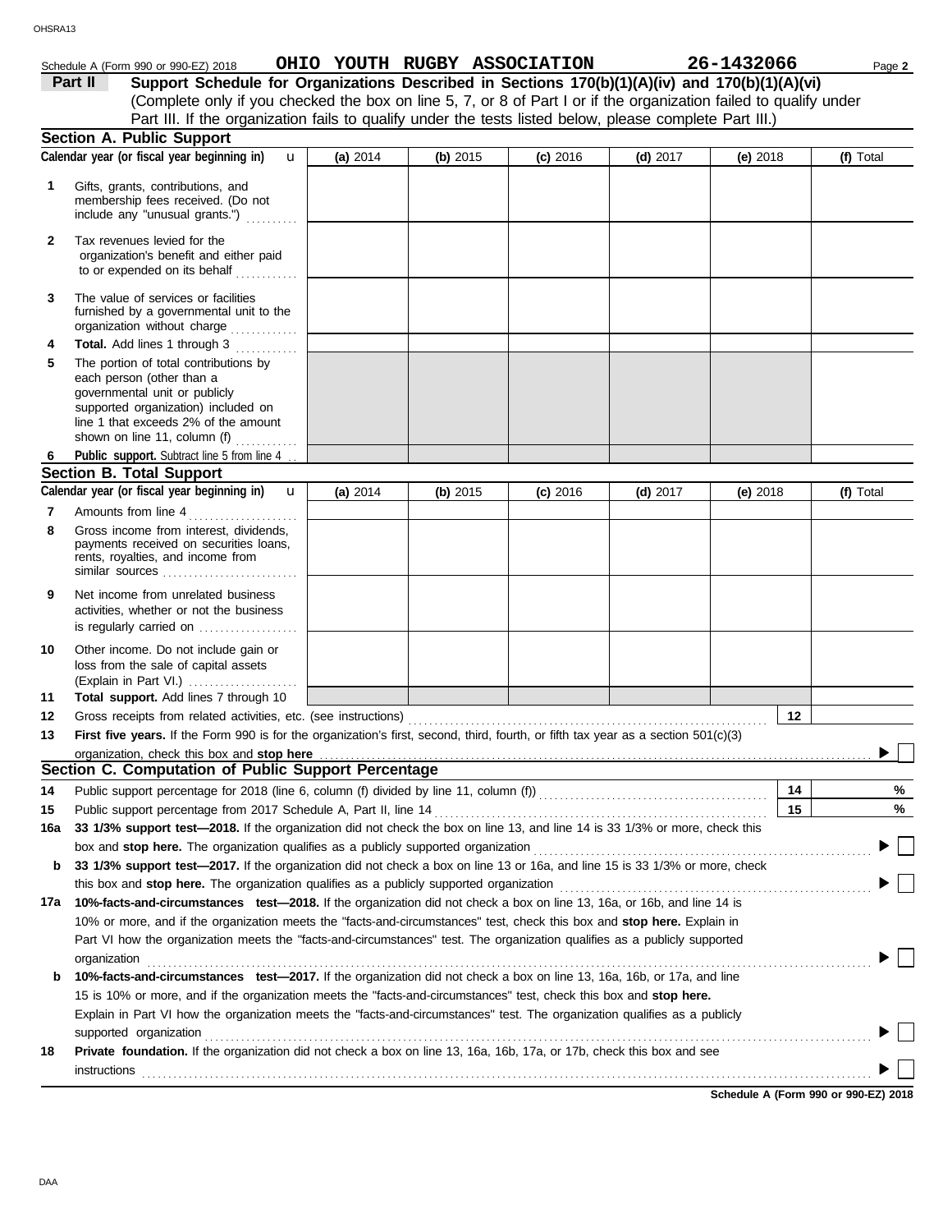Schedule A (Form 990 or 990-EZ) 2018 **OHIO YOUTH RUGBY ASSOCIATION** **26-1432066**

**Part II** **Support Schedule for Organizations Described in Sections 170(b)(1)(A)(iv) and 170(b)(1)(A)(vi)**
(Complete only if you checked the box on line 5, 7, or 8 of Part I or if the organization failed to qualify under Part III. If the organization fails to qualify under the tests listed below, please complete Part III.)

## Section A. Public Support

| | Calendar year (or fiscal year beginning in) | (a) 2014 | (b) 2015 | (c) 2016 | (d) 2017 | (e) 2018 | (f) Total |
|---|---|---|---|---|---|---|---|
| 1 | Gifts, grants, contributions, and membership fees received. (Do not include any "unusual grants.") | | | | | | |
| 2 | Tax revenues levied for the organization's benefit and either paid to or expended on its behalf | | | | | | |
| 3 | The value of services or facilities furnished by a governmental unit to the organization without charge | | | | | | |
| 4 | **Total.** Add lines 1 through 3 | | | | | | |
| 5 | The portion of total contributions by each person (other than a governmental unit or publicly supported organization) included on line 1 that exceeds 2% of the amount shown on line 11, column (f) | | | | | | |
| 6 | **Public support.** Subtract line 5 from line 4 | | | | | | |

## Section B. Total Support

| | Calendar year (or fiscal year beginning in) | (a) 2014 | (b) 2015 | (c) 2016 | (d) 2017 | (e) 2018 | (f) Total |
|---|---|---|---|---|---|---|---|
| 7 | Amounts from line 4 | | | | | | |
| 8 | Gross income from interest, dividends, payments received on securities loans, rents, royalties, and income from similar sources | | | | | | |
| 9 | Net income from unrelated business activities, whether or not the business is regularly carried on | | | | | | |
| 10 | Other income. Do not include gain or loss from the sale of capital assets (Explain in Part VI.) | | | | | | |
| 11 | **Total support.** Add lines 7 through 10 | | | | | | |

12 Gross receipts from related activities, etc. (see instructions) | 12 |

13 **First five years.** If the Form 990 is for the organization's first, second, third, fourth, or fifth tax year as a section 501(c)(3) organization, check this box and **stop here** ☐

## Section C. Computation of Public Support Percentage

14 Public support percentage for 2018 (line 6, column (f) divided by line 11, column (f)) | 14 | %

15 Public support percentage from 2017 Schedule A, Part II, line 14 | 15 | %

16a **33 1/3% support test—2018.** If the organization did not check the box on line 13, and line 14 is 33 1/3% or more, check this box and **stop here.** The organization qualifies as a publicly supported organization ☐

b **33 1/3% support test—2017.** If the organization did not check a box on line 13 or 16a, and line 15 is 33 1/3% or more, check this box and **stop here.** The organization qualifies as a publicly supported organization ☐

17a **10%-facts-and-circumstances test—2018.** If the organization did not check a box on line 13, 16a, or 16b, and line 14 is 10% or more, and if the organization meets the "facts-and-circumstances" test, check this box and **stop here.** Explain in Part VI how the organization meets the "facts-and-circumstances" test. The organization qualifies as a publicly supported organization ☐

b **10%-facts-and-circumstances test—2017.** If the organization did not check a box on line 13, 16a, 16b, or 17a, and line 15 is 10% or more, and if the organization meets the "facts-and-circumstances" test, check this box and **stop here.** Explain in Part VI how the organization meets the "facts-and-circumstances" test. The organization qualifies as a publicly supported organization ☐

18 **Private foundation.** If the organization did not check a box on line 13, 16a, 16b, 17a, or 17b, check this box and see instructions ☐

**Schedule A (Form 990 or 990-EZ) 2018**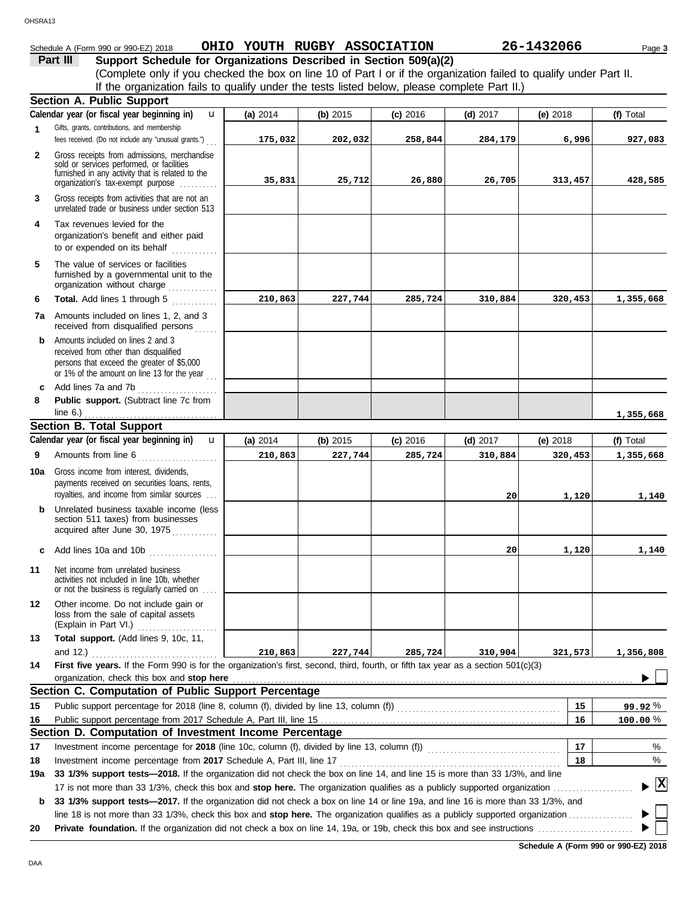Schedule A (Form 990 or 990-EZ) 2018 **OHIO YOUTH RUGBY ASSOCIATION** **26-1432066**

**Part III** **Support Schedule for Organizations Described in Section 509(a)(2)**
(Complete only if you checked the box on line 10 of Part I or if the organization failed to qualify under Part II. If the organization fails to qualify under the tests listed below, please complete Part II.)

## Section A. Public Support

| Calendar year (or fiscal year beginning in) | (a) 2014 | (b) 2015 | (c) 2016 | (d) 2017 | (e) 2018 | (f) Total |
|---|---|---|---|---|---|---|
| **1** Gifts, grants, contributions, and membership fees received. (Do not include any "unusual grants.") | 175,032 | 202,032 | 258,844 | 284,179 | 6,996 | 927,083 |
| **2** Gross receipts from admissions, merchandise sold or services performed, or facilities furnished in any activity that is related to the organization's tax-exempt purpose | 35,831 | 25,712 | 26,880 | 26,705 | 313,457 | 428,585 |
| **3** Gross receipts from activities that are not an unrelated trade or business under section 513 | | | | | | |
| **4** Tax revenues levied for the organization's benefit and either paid to or expended on its behalf | | | | | | |
| **5** The value of services or facilities furnished by a governmental unit to the organization without charge | | | | | | |
| **6** **Total.** Add lines 1 through 5 | 210,863 | 227,744 | 285,724 | 310,884 | 320,453 | 1,355,668 |
| **7a** Amounts included on lines 1, 2, and 3 received from disqualified persons | | | | | | |
| **b** Amounts included on lines 2 and 3 received from other than disqualified persons that exceed the greater of $5,000 or 1% of the amount on line 13 for the year | | | | | | |
| **c** Add lines 7a and 7b | | | | | | |
| **8** **Public support.** (Subtract line 7c from line 6.) | | | | | | 1,355,668 |

## Section B. Total Support

| Calendar year (or fiscal year beginning in) | (a) 2014 | (b) 2015 | (c) 2016 | (d) 2017 | (e) 2018 | (f) Total |
|---|---|---|---|---|---|---|
| **9** Amounts from line 6 | 210,863 | 227,744 | 285,724 | 310,884 | 320,453 | 1,355,668 |
| **10a** Gross income from interest, dividends, payments received on securities loans, rents, royalties, and income from similar sources | | | | 20 | 1,120 | 1,140 |
| **b** Unrelated business taxable income (less section 511 taxes) from businesses acquired after June 30, 1975 | | | | | | |
| **c** Add lines 10a and 10b | | | | 20 | 1,120 | 1,140 |
| **11** Net income from unrelated business activities not included in line 10b, whether or not the business is regularly carried on | | | | | | |
| **12** Other income. Do not include gain or loss from the sale of capital assets (Explain in Part VI.) | | | | | | |
| **13** **Total support.** (Add lines 9, 10c, 11, and 12.) | 210,863 | 227,744 | 285,724 | 310,904 | 321,573 | 1,356,808 |

**14** **First five years.** If the Form 990 is for the organization's first, second, third, fourth, or fifth tax year as a section 501(c)(3) organization, check this box and **stop here** ☐

## Section C. Computation of Public Support Percentage

| | | | |
|---|---|---|---|
| **15** | Public support percentage for 2018 (line 8, column (f), divided by line 13, column (f)) | 15 | 99.92 % |
| **16** | Public support percentage from 2017 Schedule A, Part III, line 15 | 16 | 100.00 % |

## Section D. Computation of Investment Income Percentage

| | | | |
|---|---|---|---|
| **17** | Investment income percentage for **2018** (line 10c, column (f), divided by line 13, column (f)) | 17 | % |
| **18** | Investment income percentage from **2017** Schedule A, Part III, line 17 | 18 | % |

**19a** **33 1/3% support tests—2018.** If the organization did not check the box on line 14, and line 15 is more than 33 1/3%, and line 17 is not more than 33 1/3%, check this box and **stop here.** The organization qualifies as a publicly supported organization ☒

**b** **33 1/3% support tests—2017.** If the organization did not check a box on line 14 or line 19a, and line 16 is more than 33 1/3%, and line 18 is not more than 33 1/3%, check this box and **stop here.** The organization qualifies as a publicly supported organization ☐

**20** **Private foundation.** If the organization did not check a box on line 14, 19a, or 19b, check this box and see instructions ☐

**Schedule A (Form 990 or 990-EZ) 2018**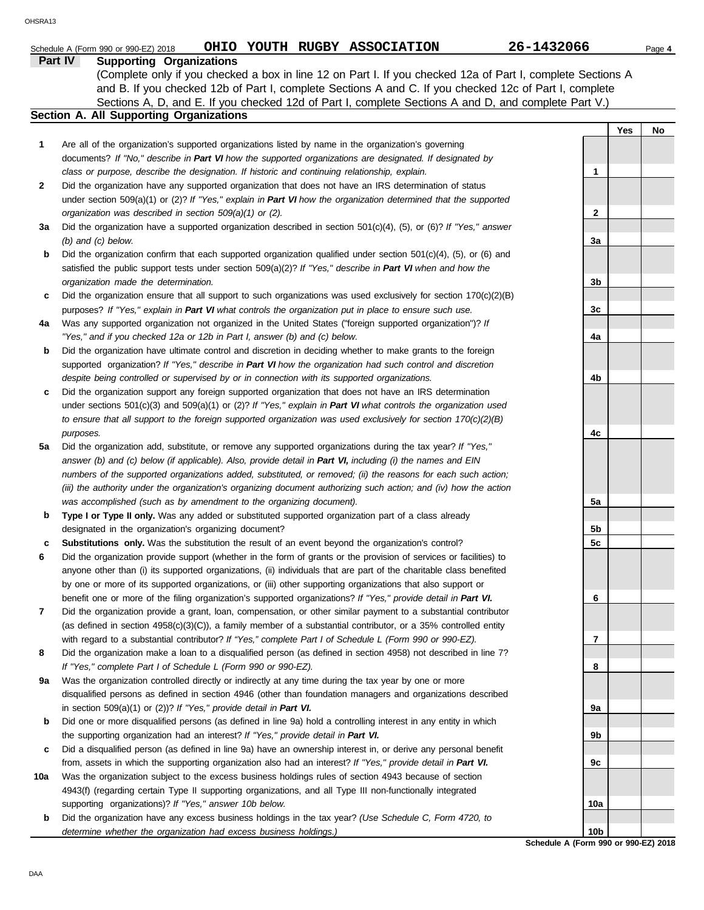Schedule A (Form 990 or 990-EZ) 2018 **OHIO YOUTH RUGBY ASSOCIATION** **26-1432066** Page **4**

## Part IV Supporting Organizations

(Complete only if you checked a box in line 12 on Part I. If you checked 12a of Part I, complete Sections A and B. If you checked 12b of Part I, complete Sections A and C. If you checked 12c of Part I, complete Sections A, D, and E. If you checked 12d of Part I, complete Sections A and D, and complete Part V.)

### Section A. All Supporting Organizations

| | | | Yes | No |
|---|---|---|---|---|
| **1** | Are all of the organization's supported organizations listed by name in the organization's governing documents? *If "No," describe in **Part VI** how the supported organizations are designated. If designated by class or purpose, describe the designation. If historic and continuing relationship, explain.* | **1** | | |
| **2** | Did the organization have any supported organization that does not have an IRS determination of status under section 509(a)(1) or (2)? *If "Yes," explain in **Part VI** how the organization determined that the supported organization was described in section 509(a)(1) or (2).* | **2** | | |
| **3a** | Did the organization have a supported organization described in section 501(c)(4), (5), or (6)? *If "Yes," answer (b) and (c) below.* | **3a** | | |
| **b** | Did the organization confirm that each supported organization qualified under section 501(c)(4), (5), or (6) and satisfied the public support tests under section 509(a)(2)? *If "Yes," describe in **Part VI** when and how the organization made the determination.* | **3b** | | |
| **c** | Did the organization ensure that all support to such organizations was used exclusively for section 170(c)(2)(B) purposes? *If "Yes," explain in **Part VI** what controls the organization put in place to ensure such use.* | **3c** | | |
| **4a** | Was any supported organization not organized in the United States ("foreign supported organization")? *If "Yes," and if you checked 12a or 12b in Part I, answer (b) and (c) below.* | **4a** | | |
| **b** | Did the organization have ultimate control and discretion in deciding whether to make grants to the foreign supported organization? *If "Yes," describe in **Part VI** how the organization had such control and discretion despite being controlled or supervised by or in connection with its supported organizations.* | **4b** | | |
| **c** | Did the organization support any foreign supported organization that does not have an IRS determination under sections 501(c)(3) and 509(a)(1) or (2)? *If "Yes," explain in **Part VI** what controls the organization used to ensure that all support to the foreign supported organization was used exclusively for section 170(c)(2)(B) purposes.* | **4c** | | |
| **5a** | Did the organization add, substitute, or remove any supported organizations during the tax year? *If "Yes," answer (b) and (c) below (if applicable). Also, provide detail in **Part VI,** including (i) the names and EIN numbers of the supported organizations added, substituted, or removed; (ii) the reasons for each such action; (iii) the authority under the organization's organizing document authorizing such action; and (iv) how the action was accomplished (such as by amendment to the organizing document).* | **5a** | | |
| **b** | **Type I or Type II only.** Was any added or substituted supported organization part of a class already designated in the organization's organizing document? | **5b** | | |
| **c** | **Substitutions only.** Was the substitution the result of an event beyond the organization's control? | **5c** | | |
| **6** | Did the organization provide support (whether in the form of grants or the provision of services or facilities) to anyone other than (i) its supported organizations, (ii) individuals that are part of the charitable class benefited by one or more of its supported organizations, or (iii) other supporting organizations that also support or benefit one or more of the filing organization's supported organizations? *If "Yes," provide detail in **Part VI.*** | **6** | | |
| **7** | Did the organization provide a grant, loan, compensation, or other similar payment to a substantial contributor (as defined in section 4958(c)(3)(C)), a family member of a substantial contributor, or a 35% controlled entity with regard to a substantial contributor? *If "Yes," complete Part I of Schedule L (Form 990 or 990-EZ).* | **7** | | |
| **8** | Did the organization make a loan to a disqualified person (as defined in section 4958) not described in line 7? *If "Yes," complete Part I of Schedule L (Form 990 or 990-EZ).* | **8** | | |
| **9a** | Was the organization controlled directly or indirectly at any time during the tax year by one or more disqualified persons as defined in section 4946 (other than foundation managers and organizations described in section 509(a)(1) or (2))? *If "Yes," provide detail in **Part VI.*** | **9a** | | |
| **b** | Did one or more disqualified persons (as defined in line 9a) hold a controlling interest in any entity in which the supporting organization had an interest? *If "Yes," provide detail in **Part VI.*** | **9b** | | |
| **c** | Did a disqualified person (as defined in line 9a) have an ownership interest in, or derive any personal benefit from, assets in which the supporting organization also had an interest? *If "Yes," provide detail in **Part VI.*** | **9c** | | |
| **10a** | Was the organization subject to the excess business holdings rules of section 4943 because of section 4943(f) (regarding certain Type II supporting organizations, and all Type III non-functionally integrated supporting organizations)? *If "Yes," answer 10b below.* | **10a** | | |
| **b** | Did the organization have any excess business holdings in the tax year? *(Use Schedule C, Form 4720, to determine whether the organization had excess business holdings.)* | **10b** | | |

**Schedule A (Form 990 or 990-EZ) 2018**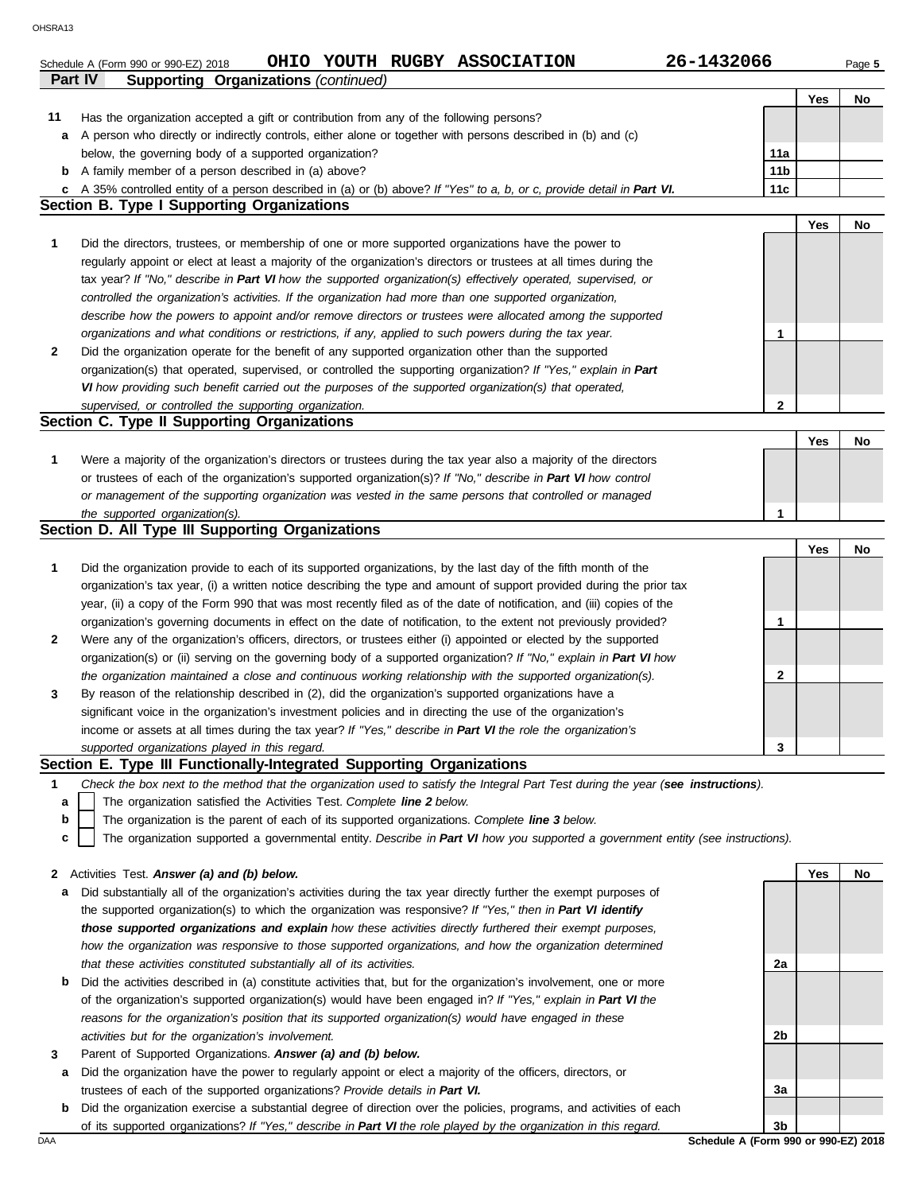Schedule A (Form 990 or 990-EZ) 2018 **OHIO YOUTH RUGBY ASSOCIATION** **26-1432066**

## Part IV Supporting Organizations *(continued)*

| | | | Yes | No |
|---|---|---|---|---|
| **11** | Has the organization accepted a gift or contribution from any of the following persons? | | | |
| **a** | A person who directly or indirectly controls, either alone or together with persons described in (b) and (c) below, the governing body of a supported organization? | **11a** | | |
| **b** | A family member of a person described in (a) above? | **11b** | | |
| **c** | A 35% controlled entity of a person described in (a) or (b) above? *If "Yes" to a, b, or c, provide detail in* ***Part VI.*** | **11c** | | |

### Section B. Type I Supporting Organizations

| | | | Yes | No |
|---|---|---|---|---|
| **1** | Did the directors, trustees, or membership of one or more supported organizations have the power to regularly appoint or elect at least a majority of the organization's directors or trustees at all times during the tax year? *If "No," describe in* ***Part VI*** *how the supported organization(s) effectively operated, supervised, or controlled the organization's activities. If the organization had more than one supported organization, describe how the powers to appoint and/or remove directors or trustees were allocated among the supported organizations and what conditions or restrictions, if any, applied to such powers during the tax year.* | **1** | | |
| **2** | Did the organization operate for the benefit of any supported organization other than the supported organization(s) that operated, supervised, or controlled the supporting organization? *If "Yes," explain in* ***Part VI*** *how providing such benefit carried out the purposes of the supported organization(s) that operated, supervised, or controlled the supporting organization.* | **2** | | |

### Section C. Type II Supporting Organizations

| | | | Yes | No |
|---|---|---|---|---|
| **1** | Were a majority of the organization's directors or trustees during the tax year also a majority of the directors or trustees of each of the organization's supported organization(s)? *If "No," describe in* ***Part VI*** *how control or management of the supporting organization was vested in the same persons that controlled or managed the supported organization(s).* | **1** | | |

### Section D. All Type III Supporting Organizations

| | | | Yes | No |
|---|---|---|---|---|
| **1** | Did the organization provide to each of its supported organizations, by the last day of the fifth month of the organization's tax year, (i) a written notice describing the type and amount of support provided during the prior tax year, (ii) a copy of the Form 990 that was most recently filed as of the date of notification, and (iii) copies of the organization's governing documents in effect on the date of notification, to the extent not previously provided? | **1** | | |
| **2** | Were any of the organization's officers, directors, or trustees either (i) appointed or elected by the supported organization(s) or (ii) serving on the governing body of a supported organization? *If "No," explain in* ***Part VI*** *how the organization maintained a close and continuous working relationship with the supported organization(s).* | **2** | | |
| **3** | By reason of the relationship described in (2), did the organization's supported organizations have a significant voice in the organization's investment policies and in directing the use of the organization's income or assets at all times during the tax year? *If "Yes," describe in* ***Part VI*** *the role the organization's supported organizations played in this regard.* | **3** | | |

### Section E. Type III Functionally-Integrated Supporting Organizations

**1** *Check the box next to the method that the organization used to satisfy the Integral Part Test during the year (**see instructions**).*

- **a** ☐ The organization satisfied the Activities Test. *Complete **line 2** below.*
- **b** ☐ The organization is the parent of each of its supported organizations. *Complete **line 3** below.*
- **c** ☐ The organization supported a governmental entity. *Describe in **Part VI** how you supported a government entity (see instructions).*

| | | | Yes | No |
|---|---|---|---|---|
| **2** | Activities Test. ***Answer (a) and (b) below.*** | | | |
| **a** | Did substantially all of the organization's activities during the tax year directly further the exempt purposes of the supported organization(s) to which the organization was responsive? *If "Yes," then in* ***Part VI identify those supported organizations and explain*** *how these activities directly furthered their exempt purposes, how the organization was responsive to those supported organizations, and how the organization determined that these activities constituted substantially all of its activities.* | **2a** | | |
| **b** | Did the activities described in (a) constitute activities that, but for the organization's involvement, one or more of the organization's supported organization(s) would have been engaged in? *If "Yes," explain in* ***Part VI*** *the reasons for the organization's position that its supported organization(s) would have engaged in these activities but for the organization's involvement.* | **2b** | | |
| **3** | Parent of Supported Organizations. ***Answer (a) and (b) below.*** | | | |
| **a** | Did the organization have the power to regularly appoint or elect a majority of the officers, directors, or trustees of each of the supported organizations? *Provide details in* ***Part VI.*** | **3a** | | |
| **b** | Did the organization exercise a substantial degree of direction over the policies, programs, and activities of each of its supported organizations? *If "Yes," describe in* ***Part VI*** *the role played by the organization in this regard.* | **3b** | | |

**Schedule A (Form 990 or 990-EZ) 2018**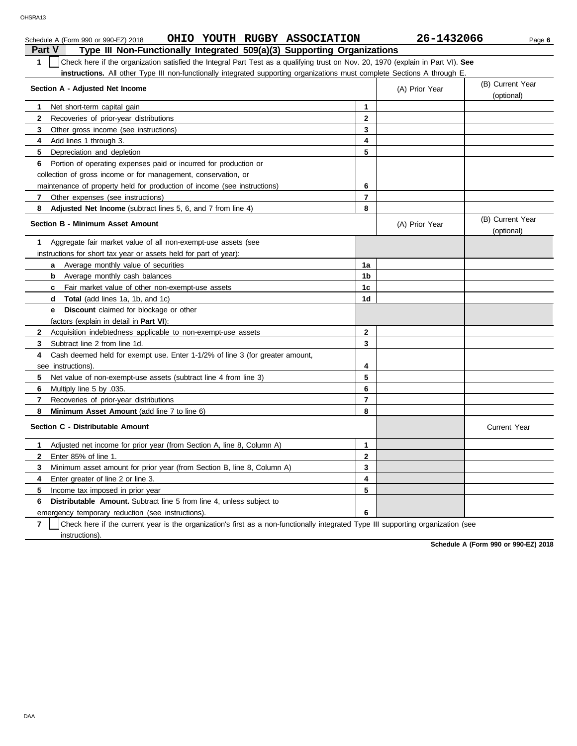Schedule A (Form 990 or 990-EZ) 2018 **OHIO YOUTH RUGBY ASSOCIATION** **26-1432066**

## Part V Type III Non-Functionally Integrated 509(a)(3) Supporting Organizations

**1** ☐ Check here if the organization satisfied the Integral Part Test as a qualifying trust on Nov. 20, 1970 (explain in Part VI). **See instructions.** All other Type III non-functionally integrated supporting organizations must complete Sections A through E.

| **Section A - Adjusted Net Income** | | (A) Prior Year | (B) Current Year (optional) |
|---|---|---|---|
| **1** Net short-term capital gain | **1** | | |
| **2** Recoveries of prior-year distributions | **2** | | |
| **3** Other gross income (see instructions) | **3** | | |
| **4** Add lines 1 through 3. | **4** | | |
| **5** Depreciation and depletion | **5** | | |
| **6** Portion of operating expenses paid or incurred for production or collection of gross income or for management, conservation, or maintenance of property held for production of income (see instructions) | **6** | | |
| **7** Other expenses (see instructions) | **7** | | |
| **8** **Adjusted Net Income** (subtract lines 5, 6, and 7 from line 4) | **8** | | |

| **Section B - Minimum Asset Amount** | | (A) Prior Year | (B) Current Year (optional) |
|---|---|---|---|
| **1** Aggregate fair market value of all non-exempt-use assets (see instructions for short tax year or assets held for part of year): | | | |
| **a** Average monthly value of securities | **1a** | | |
| **b** Average monthly cash balances | **1b** | | |
| **c** Fair market value of other non-exempt-use assets | **1c** | | |
| **d** **Total** (add lines 1a, 1b, and 1c) | **1d** | | |
| **e** **Discount** claimed for blockage or other factors (explain in detail in **Part VI**): | | | |
| **2** Acquisition indebtedness applicable to non-exempt-use assets | **2** | | |
| **3** Subtract line 2 from line 1d. | **3** | | |
| **4** Cash deemed held for exempt use. Enter 1-1/2% of line 3 (for greater amount, see instructions). | **4** | | |
| **5** Net value of non-exempt-use assets (subtract line 4 from line 3) | **5** | | |
| **6** Multiply line 5 by .035. | **6** | | |
| **7** Recoveries of prior-year distributions | **7** | | |
| **8** **Minimum Asset Amount** (add line 7 to line 6) | **8** | | |

| **Section C - Distributable Amount** | | | Current Year |
|---|---|---|---|
| **1** Adjusted net income for prior year (from Section A, line 8, Column A) | **1** | | |
| **2** Enter 85% of line 1. | **2** | | |
| **3** Minimum asset amount for prior year (from Section B, line 8, Column A) | **3** | | |
| **4** Enter greater of line 2 or line 3. | **4** | | |
| **5** Income tax imposed in prior year | **5** | | |
| **6** **Distributable Amount.** Subtract line 5 from line 4, unless subject to emergency temporary reduction (see instructions). | **6** | | |

**7** ☐ Check here if the current year is the organization's first as a non-functionally integrated Type III supporting organization (see instructions).

**Schedule A (Form 990 or 990-EZ) 2018**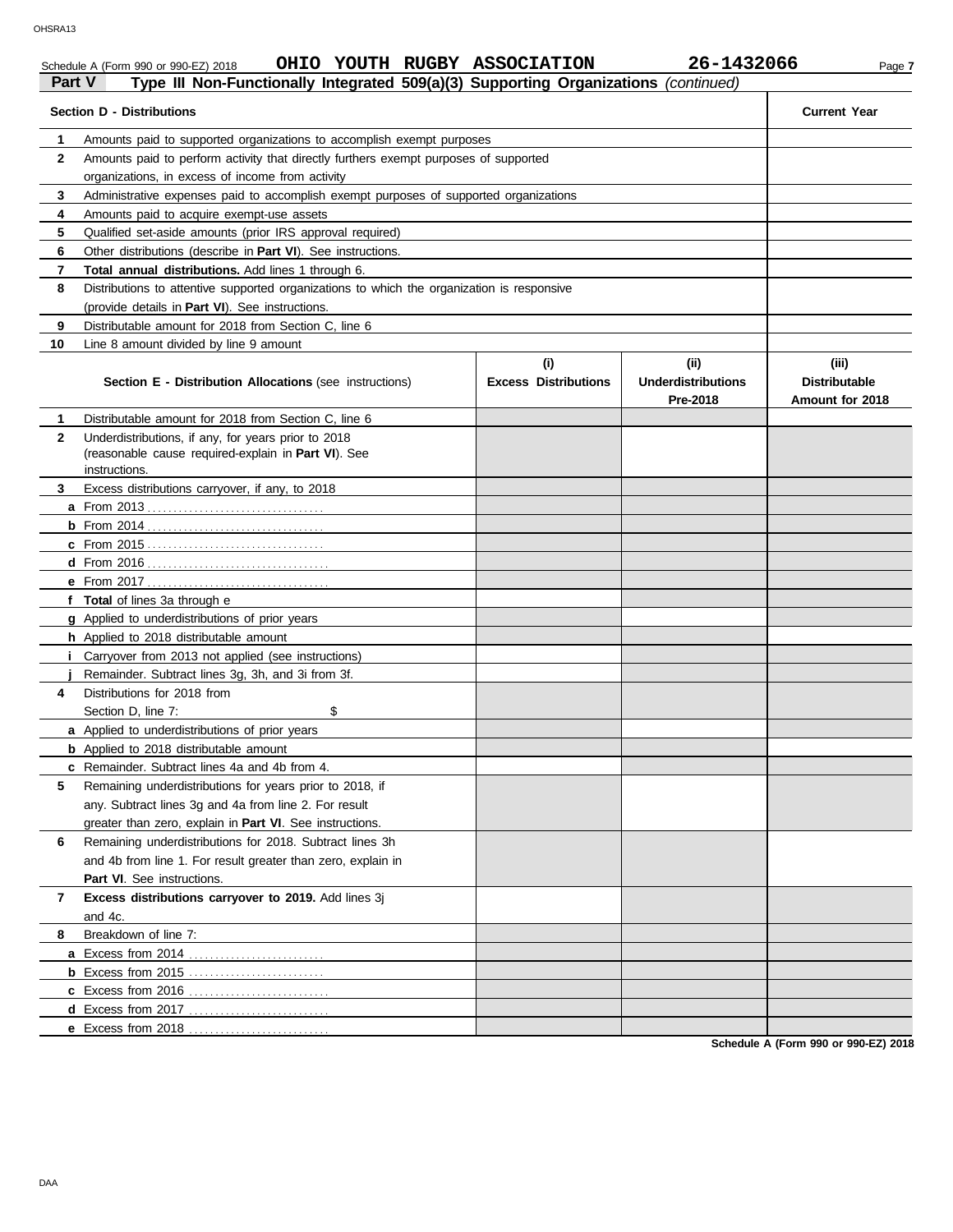Schedule A (Form 990 or 990-EZ) 2018 **OHIO YOUTH RUGBY ASSOCIATION** **26-1432066**

**Part V** **Type III Non-Functionally Integrated 509(a)(3) Supporting Organizations** *(continued)*

| **Section D - Distributions** | | **Current Year** |
|---|---|---|
| **1** | Amounts paid to supported organizations to accomplish exempt purposes | |
| **2** | Amounts paid to perform activity that directly furthers exempt purposes of supported organizations, in excess of income from activity | |
| **3** | Administrative expenses paid to accomplish exempt purposes of supported organizations | |
| **4** | Amounts paid to acquire exempt-use assets | |
| **5** | Qualified set-aside amounts (prior IRS approval required) | |
| **6** | Other distributions (describe in **Part VI**). See instructions. | |
| **7** | **Total annual distributions.** Add lines 1 through 6. | |
| **8** | Distributions to attentive supported organizations to which the organization is responsive (provide details in **Part VI**). See instructions. | |
| **9** | Distributable amount for 2018 from Section C, line 6 | |
| **10** | Line 8 amount divided by line 9 amount | |

| | **Section E - Distribution Allocations** (see instructions) | **(i) Excess Distributions** | **(ii) Underdistributions Pre-2018** | **(iii) Distributable Amount for 2018** |
|---|---|---|---|---|
| **1** | Distributable amount for 2018 from Section C, line 6 | | | |
| **2** | Underdistributions, if any, for years prior to 2018 (reasonable cause required-explain in **Part VI**). See instructions. | | | |
| **3** | Excess distributions carryover, if any, to 2018 | | | |
| **a** | From 2013 | | | |
| **b** | From 2014 | | | |
| **c** | From 2015 | | | |
| **d** | From 2016 | | | |
| **e** | From 2017 | | | |
| **f** | **Total** of lines 3a through e | | | |
| **g** | Applied to underdistributions of prior years | | | |
| **h** | Applied to 2018 distributable amount | | | |
| **i** | Carryover from 2013 not applied (see instructions) | | | |
| **j** | Remainder. Subtract lines 3g, 3h, and 3i from 3f. | | | |
| **4** | Distributions for 2018 from Section D, line 7: $ | | | |
| **a** | Applied to underdistributions of prior years | | | |
| **b** | Applied to 2018 distributable amount | | | |
| **c** | Remainder. Subtract lines 4a and 4b from 4. | | | |
| **5** | Remaining underdistributions for years prior to 2018, if any. Subtract lines 3g and 4a from line 2. For result greater than zero, explain in **Part VI**. See instructions. | | | |
| **6** | Remaining underdistributions for 2018. Subtract lines 3h and 4b from line 1. For result greater than zero, explain in **Part VI**. See instructions. | | | |
| **7** | **Excess distributions carryover to 2019.** Add lines 3j and 4c. | | | |
| **8** | Breakdown of line 7: | | | |
| **a** | Excess from 2014 | | | |
| **b** | Excess from 2015 | | | |
| **c** | Excess from 2016 | | | |
| **d** | Excess from 2017 | | | |
| **e** | Excess from 2018 | | | |

**Schedule A (Form 990 or 990-EZ) 2018**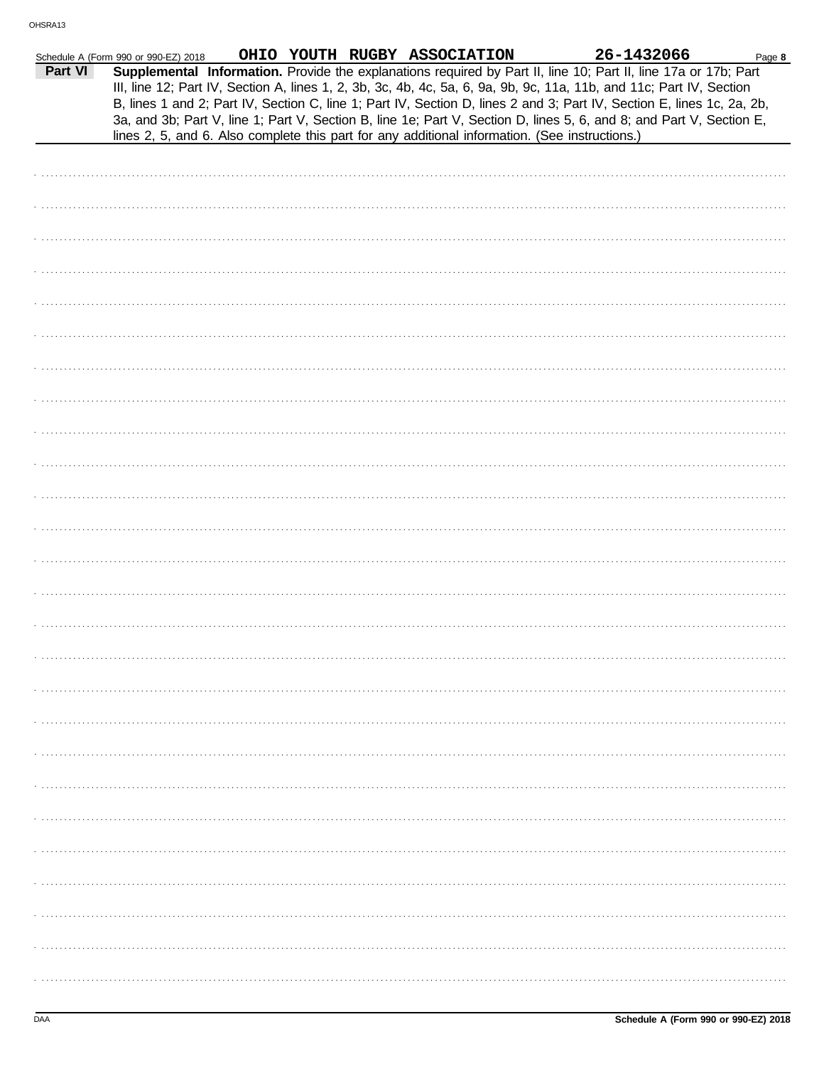Schedule A (Form 990 or 990-EZ) 2018 **OHIO YOUTH RUGBY ASSOCIATION** **26-1432066** Page **8**

**Part VI** **Supplemental Information.** Provide the explanations required by Part II, line 10; Part II, line 17a or 17b; Part III, line 12; Part IV, Section A, lines 1, 2, 3b, 3c, 4b, 4c, 5a, 6, 9a, 9b, 9c, 11a, 11b, and 11c; Part IV, Section B, lines 1 and 2; Part IV, Section C, line 1; Part IV, Section D, lines 2 and 3; Part IV, Section E, lines 1c, 2a, 2b, 3a, and 3b; Part V, line 1; Part V, Section B, line 1e; Part V, Section D, lines 5, 6, and 8; and Part V, Section E, lines 2, 5, and 6. Also complete this part for any additional information. (See instructions.)

Schedule A (Form 990 or 990-EZ) 2018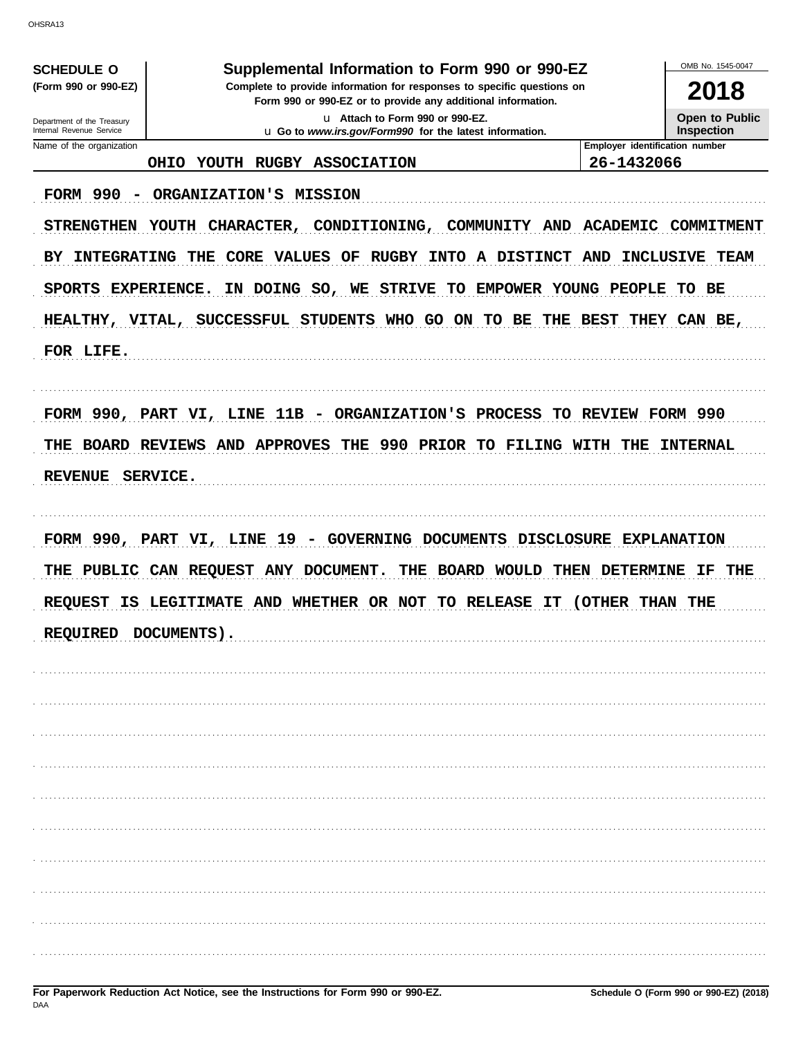OHSRA13

**SCHEDULE O (Form 990 or 990-EZ)**

Department of the Treasury
Internal Revenue Service

# Supplemental Information to Form 990 or 990-EZ

**Complete to provide information for responses to specific questions on Form 990 or 990-EZ or to provide any additional information.**

u Attach to Form 990 or 990-EZ.
u Go to *www.irs.gov/Form990* for the latest information.

OMB No. 1545-0047

**2018**

**Open to Public Inspection**

| Name of the organization | Employer identification number |
| --- | --- |
| OHIO YOUTH RUGBY ASSOCIATION | 26-1432066 |

FORM 990 - ORGANIZATION'S MISSION

STRENGTHEN YOUTH CHARACTER, CONDITIONING, COMMUNITY AND ACADEMIC COMMITMENT BY INTEGRATING THE CORE VALUES OF RUGBY INTO A DISTINCT AND INCLUSIVE TEAM SPORTS EXPERIENCE. IN DOING SO, WE STRIVE TO EMPOWER YOUNG PEOPLE TO BE HEALTHY, VITAL, SUCCESSFUL STUDENTS WHO GO ON TO BE THE BEST THEY CAN BE, FOR LIFE.

FORM 990, PART VI, LINE 11B - ORGANIZATION'S PROCESS TO REVIEW FORM 990

THE BOARD REVIEWS AND APPROVES THE 990 PRIOR TO FILING WITH THE INTERNAL REVENUE SERVICE.

FORM 990, PART VI, LINE 19 - GOVERNING DOCUMENTS DISCLOSURE EXPLANATION

THE PUBLIC CAN REQUEST ANY DOCUMENT. THE BOARD WOULD THEN DETERMINE IF THE REQUEST IS LEGITIMATE AND WHETHER OR NOT TO RELEASE IT (OTHER THAN THE REQUIRED DOCUMENTS).

**For Paperwork Reduction Act Notice, see the Instructions for Form 990 or 990-EZ.**

DAA

**Schedule O (Form 990 or 990-EZ) (2018)**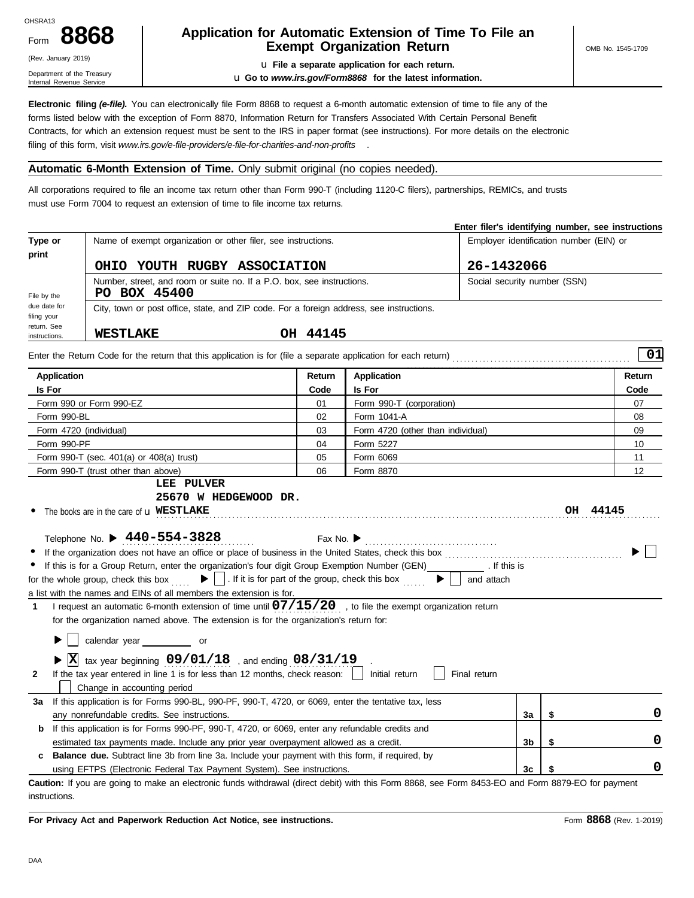OHSRA13

Form **8868**

(Rev. January 2019)

Department of the Treasury
Internal Revenue Service

# Application for Automatic Extension of Time To File an Exempt Organization Return

u **File a separate application for each return.**

u **Go to** ***www.irs.gov/Form8868*** **for the latest information.**

OMB No. 1545-1709

**Electronic filing** ***(e-file).*** You can electronically file Form 8868 to request a 6-month automatic extension of time to file any of the forms listed below with the exception of Form 8870, Information Return for Transfers Associated With Certain Personal Benefit Contracts, for which an extension request must be sent to the IRS in paper format (see instructions). For more details on the electronic filing of this form, visit *www.irs.gov/e-file-providers/e-file-for-charities-and-non-profits* .

## Automatic 6-Month Extension of Time. Only submit original (no copies needed).

All corporations required to file an income tax return other than Form 990-T (including 1120-C filers), partnerships, REMICs, and trusts must use Form 7004 to request an extension of time to file income tax returns.

**Enter filer's identifying number, see instructions**

| | | |
|---|---|---|
| **Type or print** | Name of exempt organization or other filer, see instructions. **OHIO YOUTH RUGBY ASSOCIATION** | Employer identification number (EIN) or **26-1432066** |
| File by the due date for filing your return. See instructions. | Number, street, and room or suite no. If a P.O. box, see instructions. **PO BOX 45400** | Social security number (SSN) |
| | City, town or post office, state, and ZIP code. For a foreign address, see instructions. **WESTLAKE OH 44145** | |

Enter the Return Code for the return that this application is for (file a separate application for each return) **01**

| Application Is For | Return Code | Application Is For | Return Code |
|---|---|---|---|
| Form 990 or Form 990-EZ | 01 | Form 990-T (corporation) | 07 |
| Form 990-BL | 02 | Form 1041-A | 08 |
| Form 4720 (individual) | 03 | Form 4720 (other than individual) | 09 |
| Form 990-PF | 04 | Form 5227 | 10 |
| Form 990-T (sec. 401(a) or 408(a) trust) | 05 | Form 6069 | 11 |
| Form 990-T (trust other than above) | 06 | Form 8870 | 12 |

- The books are in the care of u **LEE PULVER 25670 W HEDGEWOOD DR. WESTLAKE OH 44145**

Telephone No. ▶ **440-554-3828** Fax No. ▶

- If the organization does not have an office or place of business in the United States, check this box ▶ ☐
- If this is for a Group Return, enter the organization's four digit Group Exemption Number (GEN) ______ . If this is for the whole group, check this box ▶ ☐ . If it is for part of the group, check this box ▶ ☐ and attach a list with the names and EINs of all members the extension is for.

**1** I request an automatic 6-month extension of time until **07/15/20** , to file the exempt organization return for the organization named above. The extension is for the organization's return for:

▶ ☐ calendar year ______ or

▶ ☒ tax year beginning **09/01/18** , and ending **08/31/19** .

**2** If the tax year entered in line 1 is for less than 12 months, check reason: ☐ Initial return ☐ Final return ☐ Change in accounting period

| | | | |
|---|---|---|---|
| **3a** If this application is for Forms 990-BL, 990-PF, 990-T, 4720, or 6069, enter the tentative tax, less any nonrefundable credits. See instructions. | **3a** | $ | **0** |
| **b** If this application is for Forms 990-PF, 990-T, 4720, or 6069, enter any refundable credits and estimated tax payments made. Include any prior year overpayment allowed as a credit. | **3b** | $ | **0** |
| **c** **Balance due.** Subtract line 3b from line 3a. Include your payment with this form, if required, by using EFTPS (Electronic Federal Tax Payment System). See instructions. | **3c** | $ | **0** |

**Caution:** If you are going to make an electronic funds withdrawal (direct debit) with this Form 8868, see Form 8453-EO and Form 8879-EO for payment instructions.

**For Privacy Act and Paperwork Reduction Act Notice, see instructions.** Form **8868** (Rev. 1-2019)

DAA